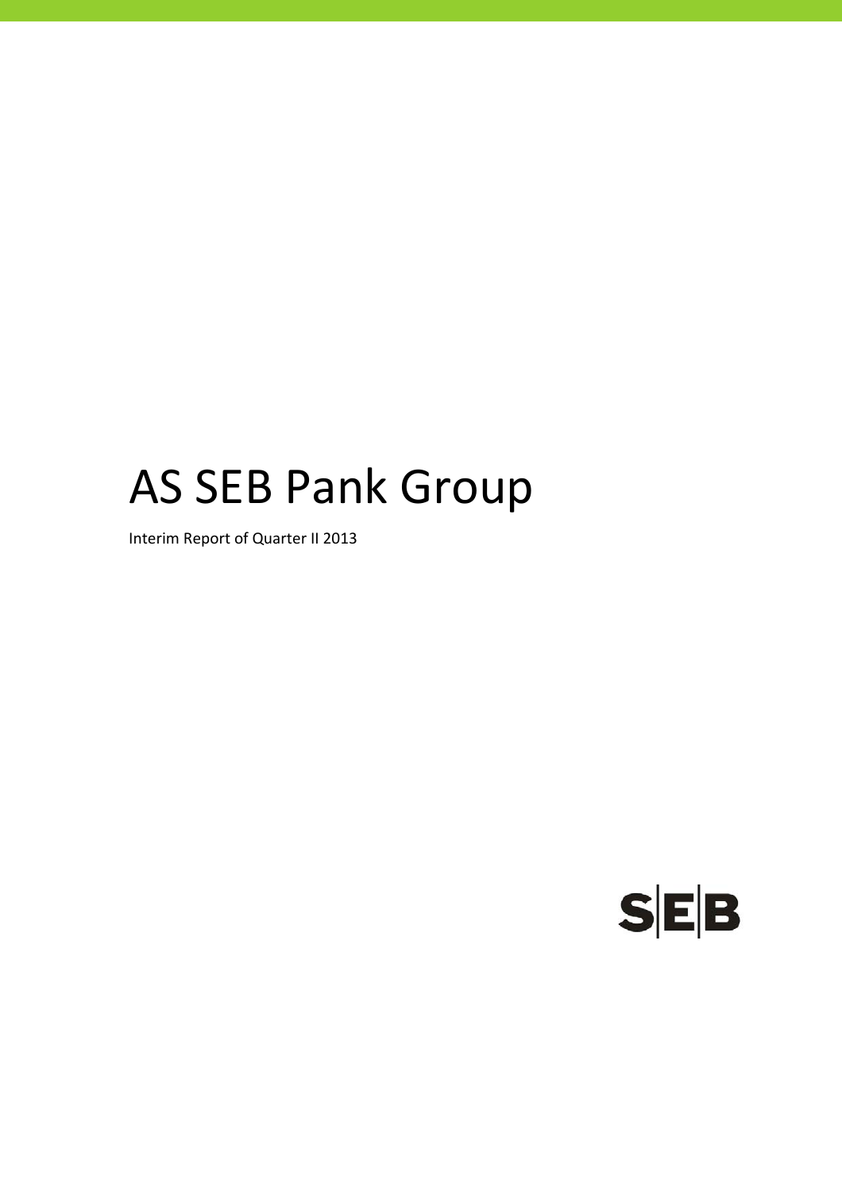# AS SEB Pank Group

Interim Report of Quarter II 2013

SEB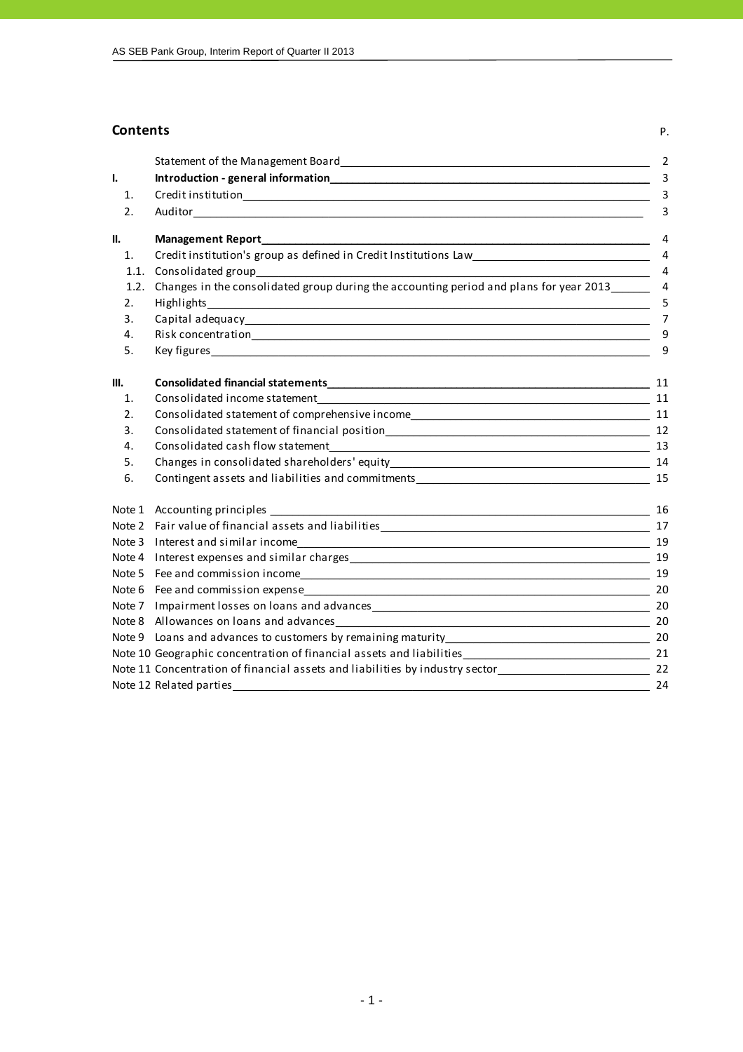## Contents

| | | P. |
|---|---|---|
| | Statement of the Management Board | 2 |
| **I.** | **Introduction - general information** | 3 |
| 1. | Credit institution | 3 |
| 2. | Auditor | 3 |
| **II.** | **Management Report** | 4 |
| 1. | Credit institution's group as defined in Credit Institutions Law | 4 |
| 1.1. | Consolidated group | 4 |
| 1.2. | Changes in the consolidated group during the accounting period and plans for year 2013 | 4 |
| 2. | Highlights | 5 |
| 3. | Capital adequacy | 7 |
| 4. | Risk concentration | 9 |
| 5. | Key figures | 9 |
| **III.** | **Consolidated financial statements** | 11 |
| 1. | Consolidated income statement | 11 |
| 2. | Consolidated statement of comprehensive income | 11 |
| 3. | Consolidated statement of financial position | 12 |
| 4. | Consolidated cash flow statement | 13 |
| 5. | Changes in consolidated shareholders' equity | 14 |
| 6. | Contingent assets and liabilities and commitments | 15 |
| Note 1 | Accounting principles | 16 |
| Note 2 | Fair value of financial assets and liabilities | 17 |
| Note 3 | Interest and similar income | 19 |
| Note 4 | Interest expenses and similar charges | 19 |
| Note 5 | Fee and commission income | 19 |
| Note 6 | Fee and commission expense | 20 |
| Note 7 | Impairment losses on loans and advances | 20 |
| Note 8 | Allowances on loans and advances | 20 |
| Note 9 | Loans and advances to customers by remaining maturity | 20 |
| Note 10 | Geographic concentration of financial assets and liabilities | 21 |
| Note 11 | Concentration of financial assets and liabilities by industry sector | 22 |
| Note 12 | Related parties | 24 |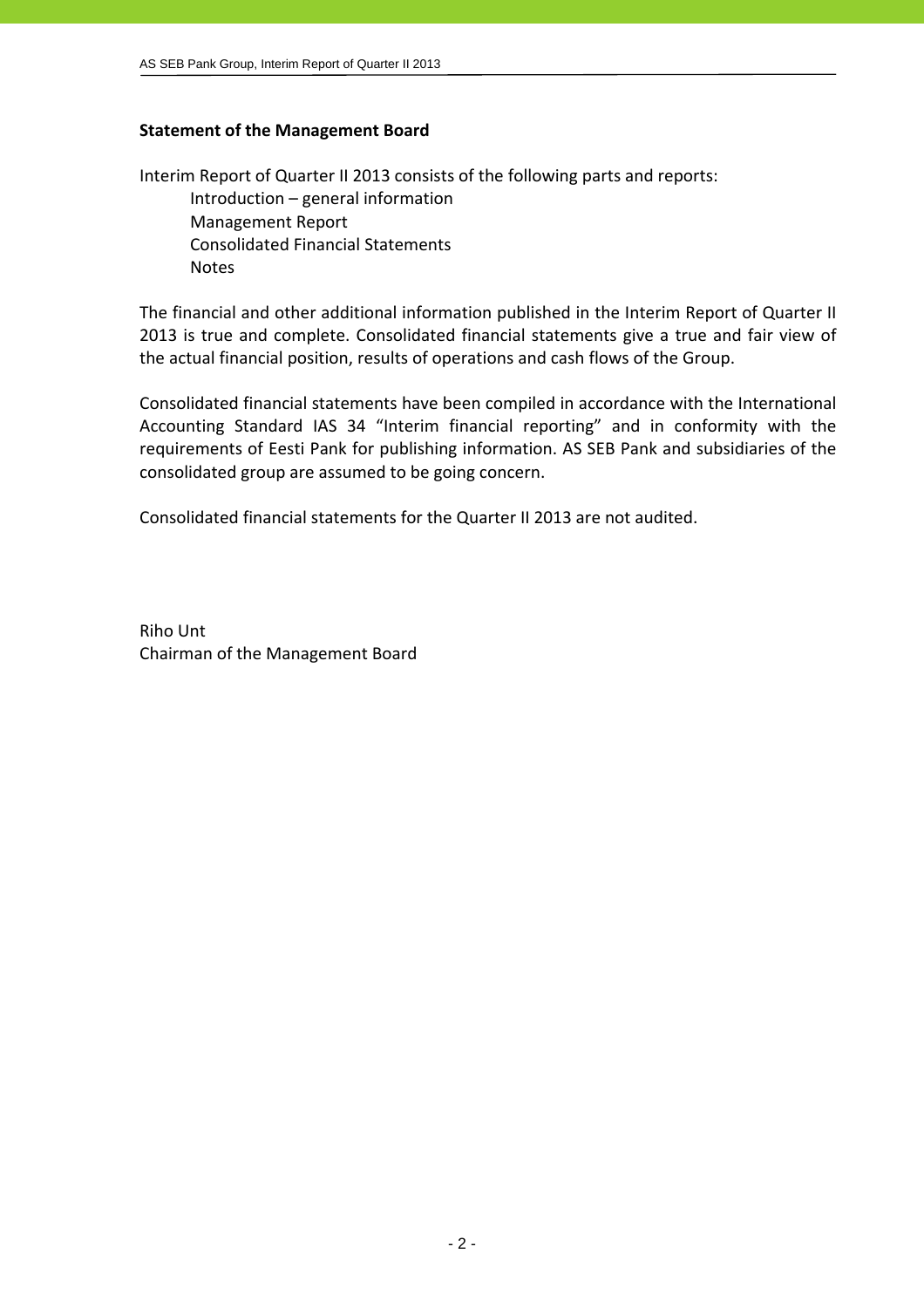## Statement of the Management Board

Interim Report of Quarter II 2013 consists of the following parts and reports:

- Introduction – general information
- Management Report
- Consolidated Financial Statements
- Notes

The financial and other additional information published in the Interim Report of Quarter II 2013 is true and complete. Consolidated financial statements give a true and fair view of the actual financial position, results of operations and cash flows of the Group.

Consolidated financial statements have been compiled in accordance with the International Accounting Standard IAS 34 "Interim financial reporting" and in conformity with the requirements of Eesti Pank for publishing information. AS SEB Pank and subsidiaries of the consolidated group are assumed to be going concern.

Consolidated financial statements for the Quarter II 2013 are not audited.

Riho Unt  
Chairman of the Management Board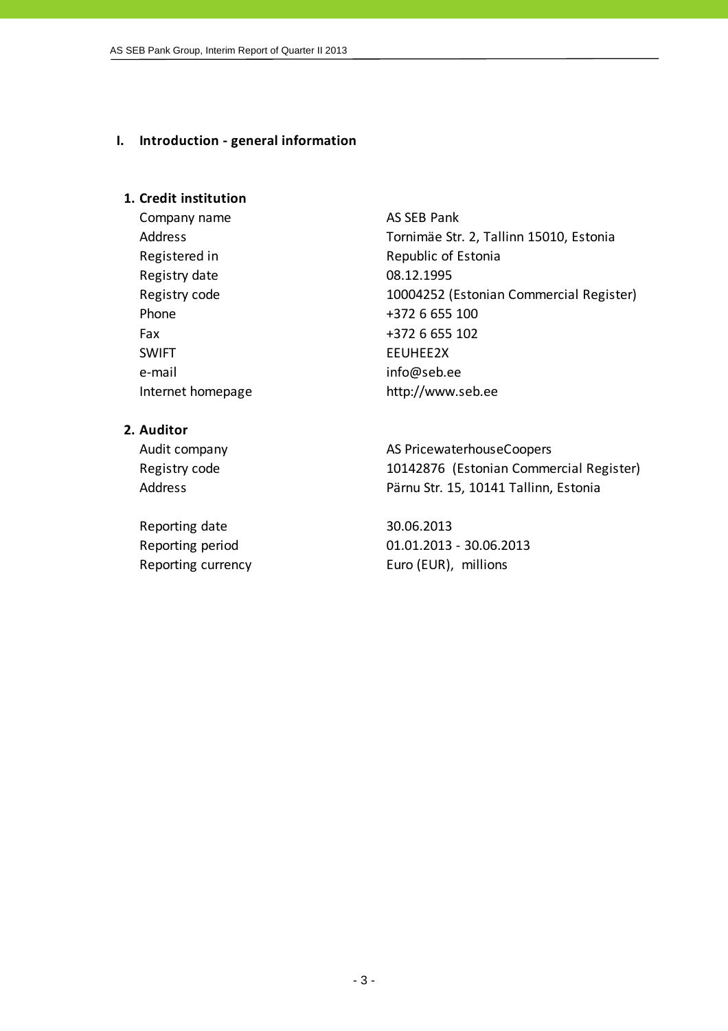# I. Introduction - general information

## 1. Credit institution

| | |
|---|---|
| Company name | AS SEB Pank |
| Address | Tornimäe Str. 2, Tallinn 15010, Estonia |
| Registered in | Republic of Estonia |
| Registry date | 08.12.1995 |
| Registry code | 10004252 (Estonian Commercial Register) |
| Phone | +372 6 655 100 |
| Fax | +372 6 655 102 |
| SWIFT | EEUHEE2X |
| e-mail | info@seb.ee |
| Internet homepage | http://www.seb.ee |

## 2. Auditor

| | |
|---|---|
| Audit company | AS PricewaterhouseCoopers |
| Registry code | 10142876 (Estonian Commercial Register) |
| Address | Pärnu Str. 15, 10141 Tallinn, Estonia |
| | |
| Reporting date | 30.06.2013 |
| Reporting period | 01.01.2013 - 30.06.2013 |
| Reporting currency | Euro (EUR), millions |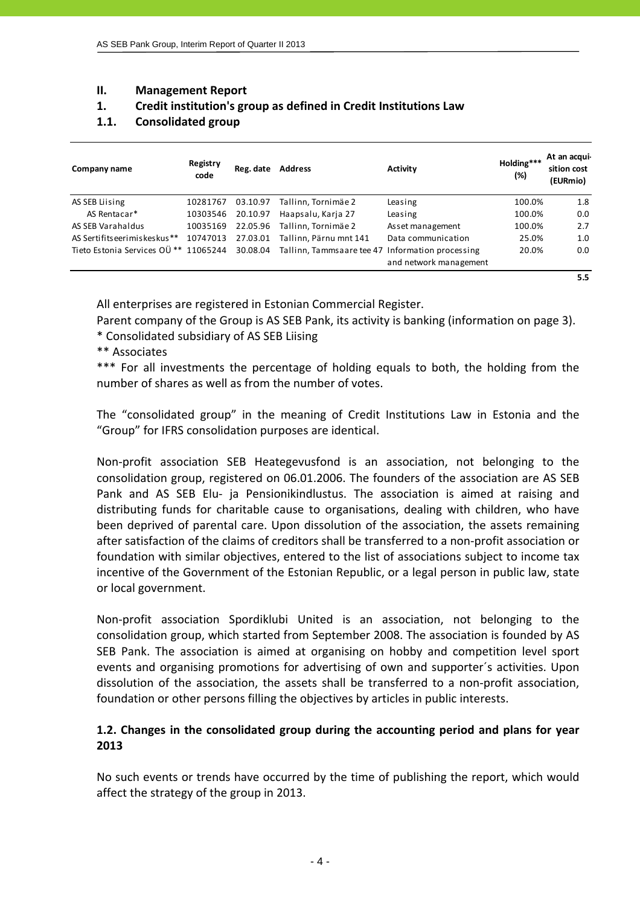## II. Management Report

## 1. Credit institution's group as defined in Credit Institutions Law

### 1.1. Consolidated group

| Company name | Registry code | Reg. date | Address | Activity | Holding*** (%) | At an acquisition cost (EURmio) |
|---|---|---|---|---|---|---|
| AS SEB Liising | 10281767 | 03.10.97 | Tallinn, Tornimäe 2 | Leasing | 100.0% | 1.8 |
| AS Rentacar* | 10303546 | 20.10.97 | Haapsalu, Karja 27 | Leasing | 100.0% | 0.0 |
| AS SEB Varahaldus | 10035169 | 22.05.96 | Tallinn, Tornimäe 2 | Asset management | 100.0% | 2.7 |
| AS Sertifitseerimiskeskus** | 10747013 | 27.03.01 | Tallinn, Pärnu mnt 141 | Data communication | 25.0% | 1.0 |
| Tieto Estonia Services OÜ ** | 11065244 | 30.08.04 | Tallinn, Tammsaare tee 47 | Information processing and network management | 20.0% | 0.0 |
| | | | | | | 5.5 |

All enterprises are registered in Estonian Commercial Register.

Parent company of the Group is AS SEB Pank, its activity is banking (information on page 3).

\* Consolidated subsidiary of AS SEB Liising

** Associates

*** For all investments the percentage of holding equals to both, the holding from the number of shares as well as from the number of votes.

The "consolidated group" in the meaning of Credit Institutions Law in Estonia and the "Group" for IFRS consolidation purposes are identical.

Non-profit association SEB Heategevusfond is an association, not belonging to the consolidation group, registered on 06.01.2006. The founders of the association are AS SEB Pank and AS SEB Elu- ja Pensionikindlustus. The association is aimed at raising and distributing funds for charitable cause to organisations, dealing with children, who have been deprived of parental care. Upon dissolution of the association, the assets remaining after satisfaction of the claims of creditors shall be transferred to a non-profit association or foundation with similar objectives, entered to the list of associations subject to income tax incentive of the Government of the Estonian Republic, or a legal person in public law, state or local government.

Non-profit association Spordiklubi United is an association, not belonging to the consolidation group, which started from September 2008. The association is founded by AS SEB Pank. The association is aimed at organising on hobby and competition level sport events and organising promotions for advertising of own and supporter´s activities. Upon dissolution of the association, the assets shall be transferred to a non-profit association, foundation or other persons filling the objectives by articles in public interests.

### 1.2. Changes in the consolidated group during the accounting period and plans for year 2013

No such events or trends have occurred by the time of publishing the report, which would affect the strategy of the group in 2013.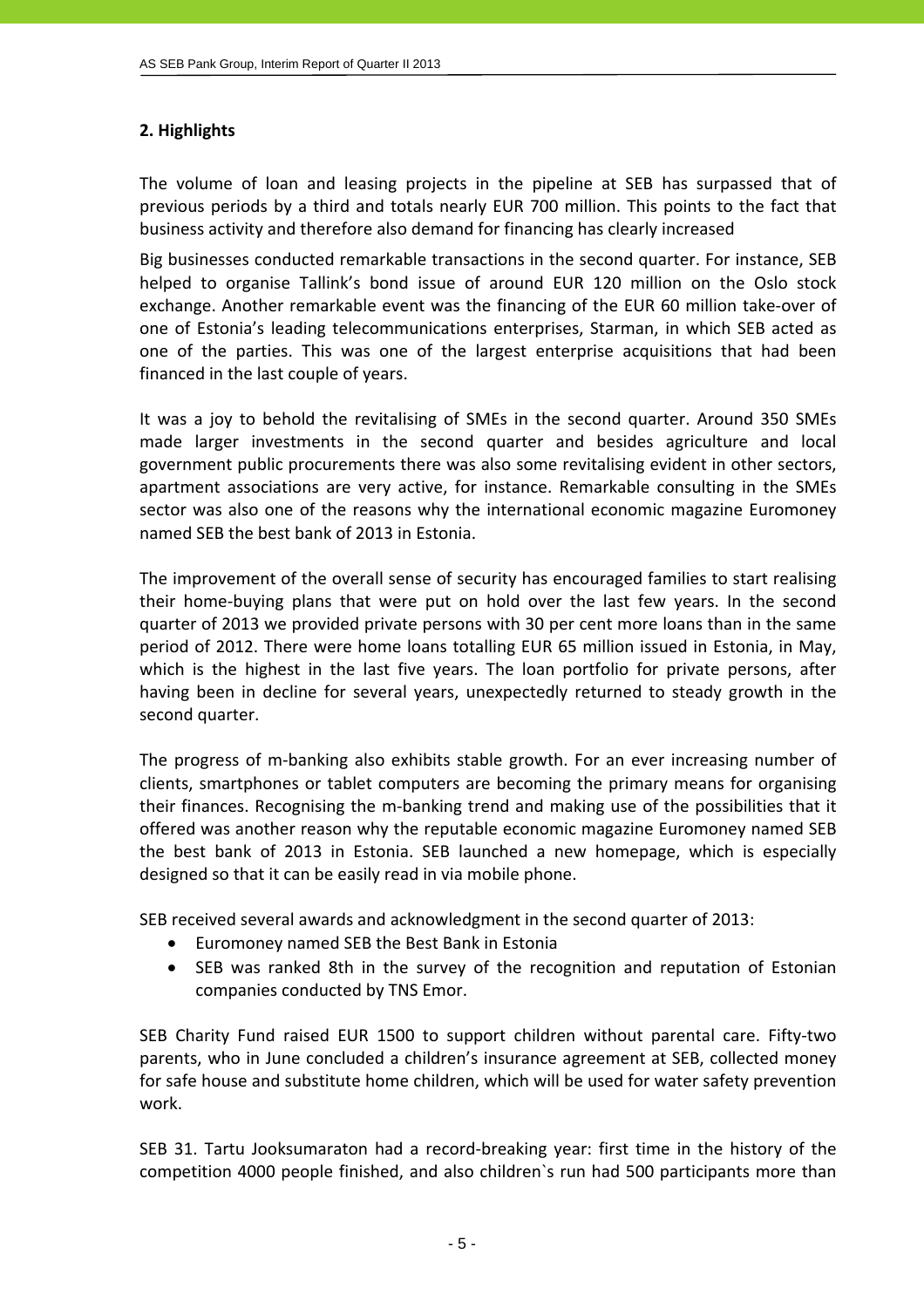## 2. Highlights

The volume of loan and leasing projects in the pipeline at SEB has surpassed that of previous periods by a third and totals nearly EUR 700 million. This points to the fact that business activity and therefore also demand for financing has clearly increased

Big businesses conducted remarkable transactions in the second quarter. For instance, SEB helped to organise Tallink's bond issue of around EUR 120 million on the Oslo stock exchange. Another remarkable event was the financing of the EUR 60 million take-over of one of Estonia's leading telecommunications enterprises, Starman, in which SEB acted as one of the parties. This was one of the largest enterprise acquisitions that had been financed in the last couple of years.

It was a joy to behold the revitalising of SMEs in the second quarter. Around 350 SMEs made larger investments in the second quarter and besides agriculture and local government public procurements there was also some revitalising evident in other sectors, apartment associations are very active, for instance. Remarkable consulting in the SMEs sector was also one of the reasons why the international economic magazine Euromoney named SEB the best bank of 2013 in Estonia.

The improvement of the overall sense of security has encouraged families to start realising their home-buying plans that were put on hold over the last few years. In the second quarter of 2013 we provided private persons with 30 per cent more loans than in the same period of 2012. There were home loans totalling EUR 65 million issued in Estonia, in May, which is the highest in the last five years. The loan portfolio for private persons, after having been in decline for several years, unexpectedly returned to steady growth in the second quarter.

The progress of m-banking also exhibits stable growth. For an ever increasing number of clients, smartphones or tablet computers are becoming the primary means for organising their finances. Recognising the m-banking trend and making use of the possibilities that it offered was another reason why the reputable economic magazine Euromoney named SEB the best bank of 2013 in Estonia. SEB launched a new homepage, which is especially designed so that it can be easily read in via mobile phone.

SEB received several awards and acknowledgment in the second quarter of 2013:

- Euromoney named SEB the Best Bank in Estonia
- SEB was ranked 8th in the survey of the recognition and reputation of Estonian companies conducted by TNS Emor.

SEB Charity Fund raised EUR 1500 to support children without parental care. Fifty-two parents, who in June concluded a children's insurance agreement at SEB, collected money for safe house and substitute home children, which will be used for water safety prevention work.

SEB 31. Tartu Jooksumaraton had a record-breaking year: first time in the history of the competition 4000 people finished, and also children`s run had 500 participants more than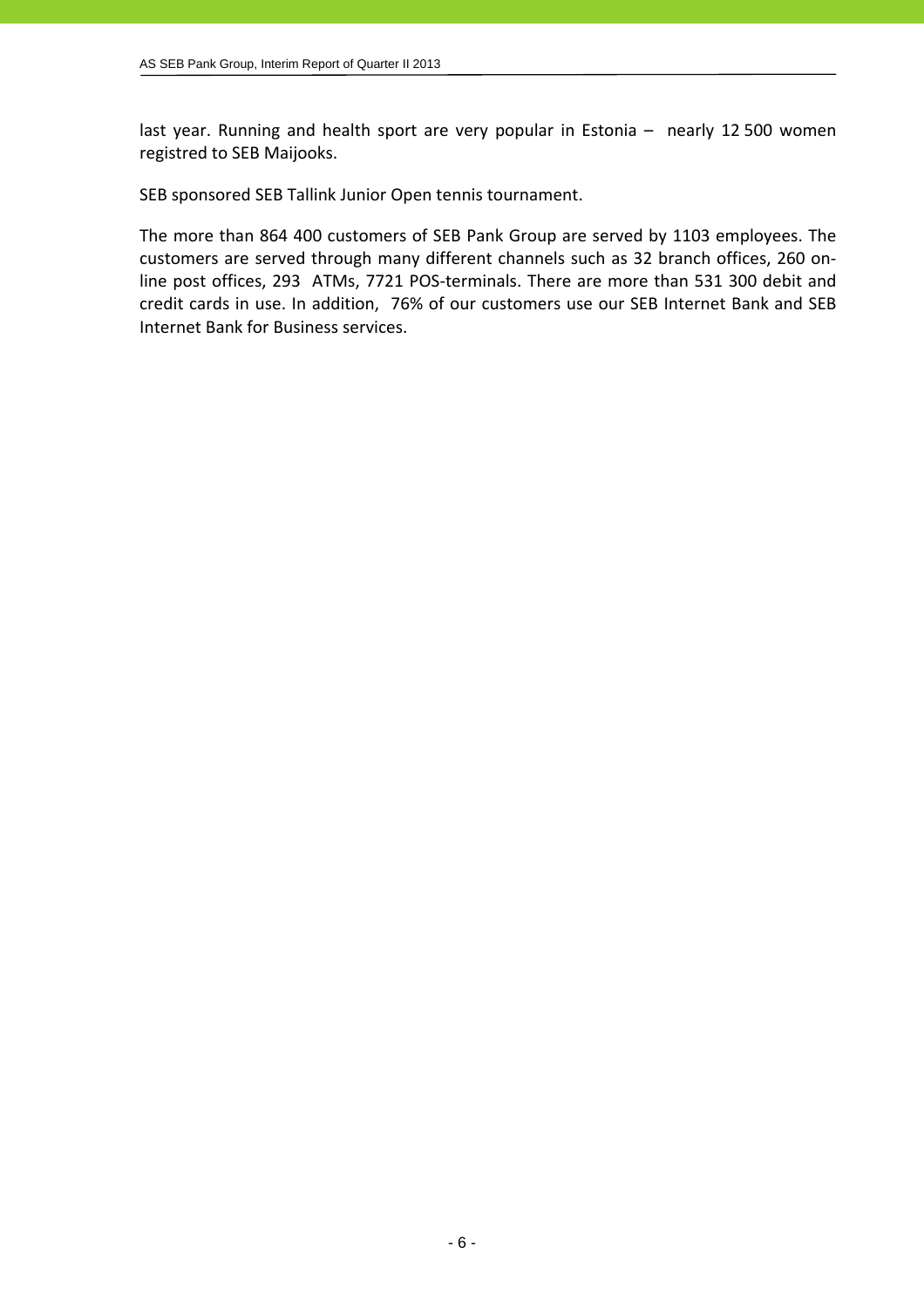last year. Running and health sport are very popular in Estonia – nearly 12 500 women registred to SEB Maijooks.

SEB sponsored SEB Tallink Junior Open tennis tournament.

The more than 864 400 customers of SEB Pank Group are served by 1103 employees. The customers are served through many different channels such as 32 branch offices, 260 on-line post offices, 293 ATMs, 7721 POS-terminals. There are more than 531 300 debit and credit cards in use. In addition, 76% of our customers use our SEB Internet Bank and SEB Internet Bank for Business services.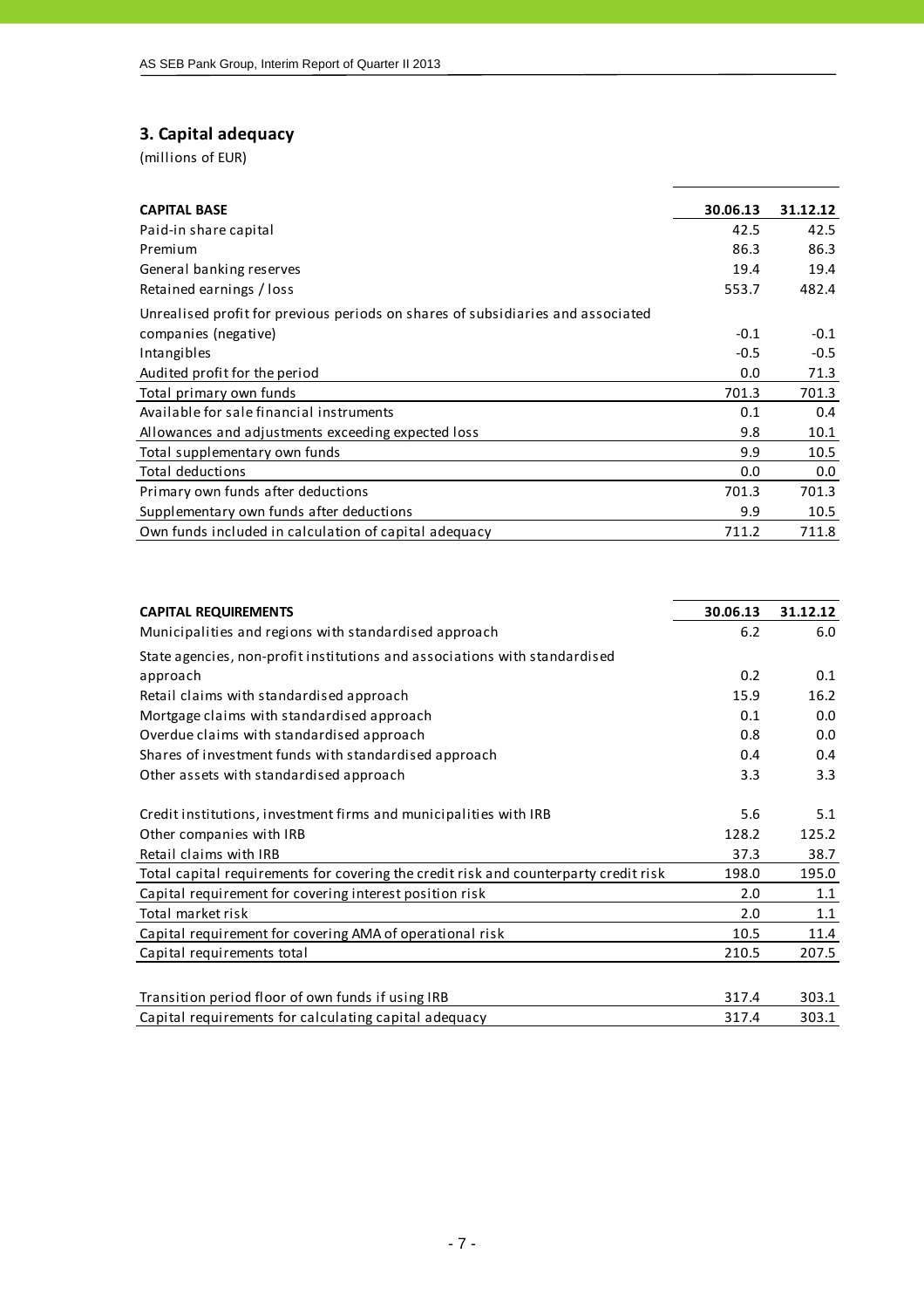## 3. Capital adequacy

(millions of EUR)

| CAPITAL BASE | 30.06.13 | 31.12.12 |
|---|---|---|
| Paid-in share capital | 42.5 | 42.5 |
| Premium | 86.3 | 86.3 |
| General banking reserves | 19.4 | 19.4 |
| Retained earnings / loss | 553.7 | 482.4 |
| Unrealised profit for previous periods on shares of subsidiaries and associated companies (negative) | -0.1 | -0.1 |
| Intangibles | -0.5 | -0.5 |
| Audited profit for the period | 0.0 | 71.3 |
| Total primary own funds | 701.3 | 701.3 |
| Available for sale financial instruments | 0.1 | 0.4 |
| Allowances and adjustments exceeding expected loss | 9.8 | 10.1 |
| Total supplementary own funds | 9.9 | 10.5 |
| Total deductions | 0.0 | 0.0 |
| Primary own funds after deductions | 701.3 | 701.3 |
| Supplementary own funds after deductions | 9.9 | 10.5 |
| Own funds included in calculation of capital adequacy | 711.2 | 711.8 |

| CAPITAL REQUIREMENTS | 30.06.13 | 31.12.12 |
|---|---|---|
| Municipalities and regions with standardised approach | 6.2 | 6.0 |
| State agencies, non-profit institutions and associations with standardised approach | 0.2 | 0.1 |
| Retail claims with standardised approach | 15.9 | 16.2 |
| Mortgage claims with standardised approach | 0.1 | 0.0 |
| Overdue claims with standardised approach | 0.8 | 0.0 |
| Shares of investment funds with standardised approach | 0.4 | 0.4 |
| Other assets with standardised approach | 3.3 | 3.3 |
| | | |
| Credit institutions, investment firms and municipalities with IRB | 5.6 | 5.1 |
| Other companies with IRB | 128.2 | 125.2 |
| Retail claims with IRB | 37.3 | 38.7 |
| Total capital requirements for covering the credit risk and counterparty credit risk | 198.0 | 195.0 |
| Capital requirement for covering interest position risk | 2.0 | 1.1 |
| Total market risk | 2.0 | 1.1 |
| Capital requirement for covering AMA of operational risk | 10.5 | 11.4 |
| Capital requirements total | 210.5 | 207.5 |
| | | |
| Transition period floor of own funds if using IRB | 317.4 | 303.1 |
| Capital requirements for calculating capital adequacy | 317.4 | 303.1 |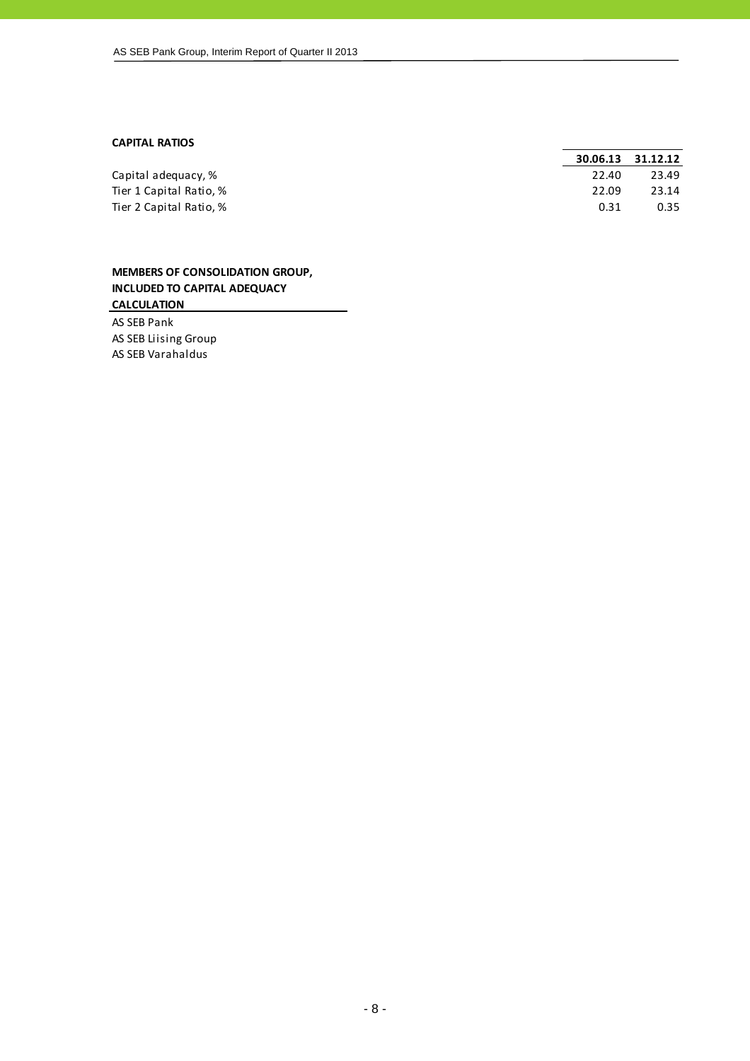**CAPITAL RATIOS**

| | 30.06.13 | 31.12.12 |
|---|---|---|
| Capital adequacy, % | 22.40 | 23.49 |
| Tier 1 Capital Ratio, % | 22.09 | 23.14 |
| Tier 2 Capital Ratio, % | 0.31 | 0.35 |

**MEMBERS OF CONSOLIDATION GROUP, INCLUDED TO CAPITAL ADEQUACY CALCULATION**

AS SEB Pank
AS SEB Liising Group
AS SEB Varahaldus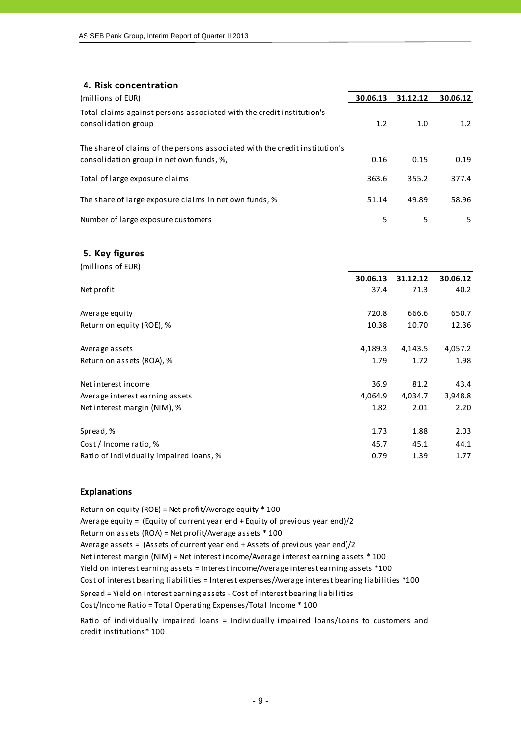## 4. Risk concentration

| (millions of EUR) | 30.06.13 | 31.12.12 | 30.06.12 |
|---|---|---|---|
| Total claims against persons associated with the credit institution's consolidation group | 1.2 | 1.0 | 1.2 |
| The share of claims of the persons associated with the credit institution's consolidation group in net own funds, %, | 0.16 | 0.15 | 0.19 |
| Total of large exposure claims | 363.6 | 355.2 | 377.4 |
| The share of large exposure claims in net own funds, % | 51.14 | 49.89 | 58.96 |
| Number of large exposure customers | 5 | 5 | 5 |

## 5. Key figures

(millions of EUR)

| | 30.06.13 | 31.12.12 | 30.06.12 |
|---|---|---|---|
| Net profit | 37.4 | 71.3 | 40.2 |
| Average equity | 720.8 | 666.6 | 650.7 |
| Return on equity (ROE), % | 10.38 | 10.70 | 12.36 |
| Average assets | 4,189.3 | 4,143.5 | 4,057.2 |
| Return on assets (ROA), % | 1.79 | 1.72 | 1.98 |
| Net interest income | 36.9 | 81.2 | 43.4 |
| Average interest earning assets | 4,064.9 | 4,034.7 | 3,948.8 |
| Net interest margin (NIM), % | 1.82 | 2.01 | 2.20 |
| Spread, % | 1.73 | 1.88 | 2.03 |
| Cost / Income ratio, % | 45.7 | 45.1 | 44.1 |
| Ratio of individually impaired loans, % | 0.79 | 1.39 | 1.77 |

### Explanations

Return on equity (ROE) = Net profit/Average equity * 100

Average equity = (Equity of current year end + Equity of previous year end)/2

Return on assets (ROA) = Net profit/Average assets * 100

Average assets = (Assets of current year end + Assets of previous year end)/2

Net interest margin (NIM) = Net interest income/Average interest earning assets * 100

Yield on interest earning assets = Interest income/Average interest earning assets *100

Cost of interest bearing liabilities = Interest expenses/Average interest bearing liabilities *100

Spread = Yield on interest earning assets - Cost of interest bearing liabilities

Cost/Income Ratio = Total Operating Expenses/Total Income * 100

Ratio of individually impaired loans = Individually impaired loans/Loans to customers and credit institutions* 100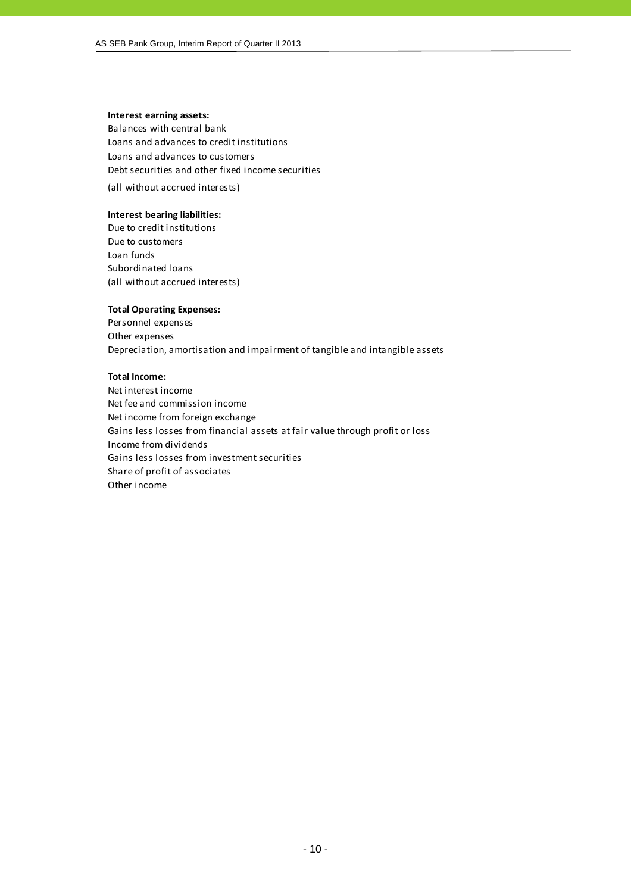**Interest earning assets:**

Balances with central bank
Loans and advances to credit institutions
Loans and advances to customers
Debt securities and other fixed income securities

(all without accrued interests)

**Interest bearing liabilities:**

Due to credit institutions
Due to customers
Loan funds
Subordinated loans
(all without accrued interests)

**Total Operating Expenses:**

Personnel expenses
Other expenses
Depreciation, amortisation and impairment of tangible and intangible assets

**Total Income:**

Net interest income
Net fee and commission income
Net income from foreign exchange
Gains less losses from financial assets at fair value through profit or loss
Income from dividends
Gains less losses from investment securities
Share of profit of associates
Other income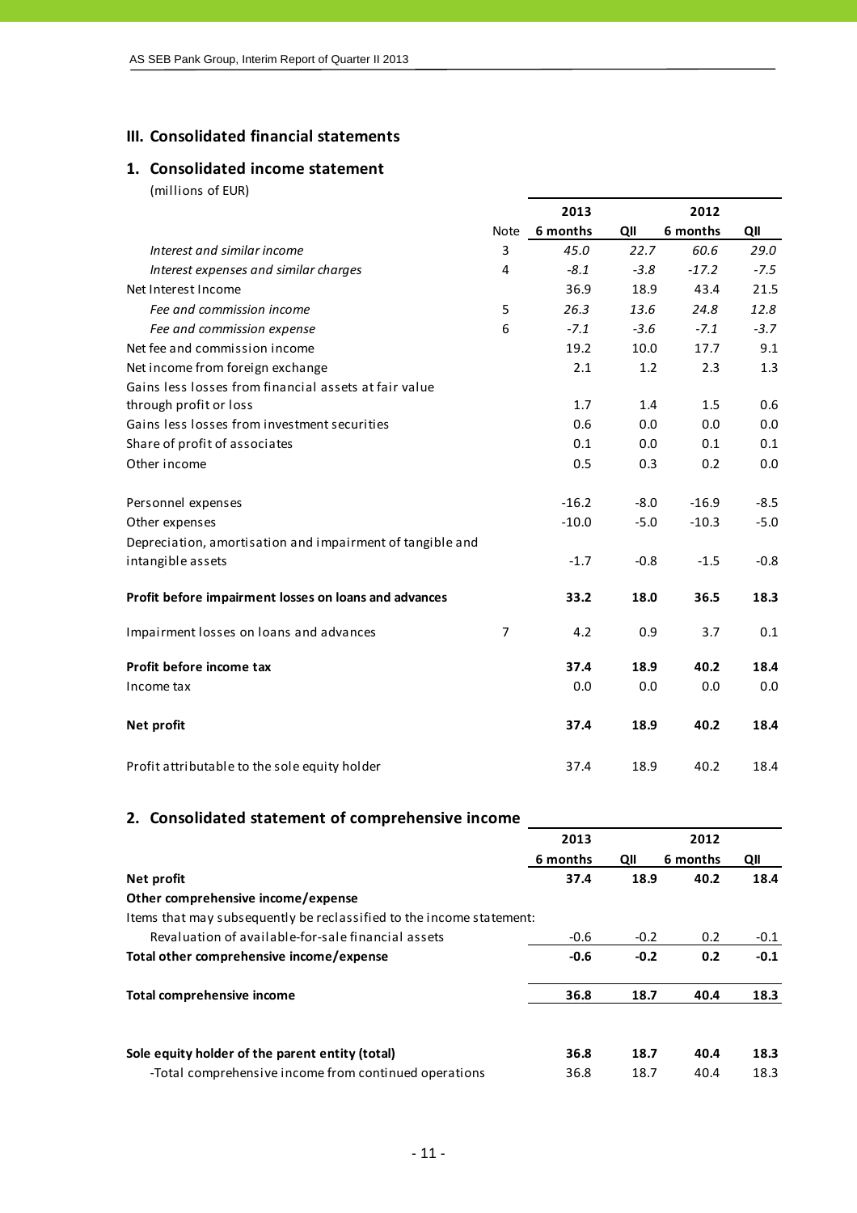## III. Consolidated financial statements

### 1. Consolidated income statement

(millions of EUR)

| | Note | 2013 6 months | 2013 QII | 2012 6 months | 2012 QII |
|---|---|---|---|---|---|
| *Interest and similar income* | 3 | *45.0* | *22.7* | *60.6* | *29.0* |
| *Interest expenses and similar charges* | 4 | *-8.1* | *-3.8* | *-17.2* | *-7.5* |
| Net Interest Income | | 36.9 | 18.9 | 43.4 | 21.5 |
| *Fee and commission income* | 5 | *26.3* | *13.6* | *24.8* | *12.8* |
| *Fee and commission expense* | 6 | *-7.1* | *-3.6* | *-7.1* | *-3.7* |
| Net fee and commission income | | 19.2 | 10.0 | 17.7 | 9.1 |
| Net income from foreign exchange | | 2.1 | 1.2 | 2.3 | 1.3 |
| Gains less losses from financial assets at fair value through profit or loss | | 1.7 | 1.4 | 1.5 | 0.6 |
| Gains less losses from investment securities | | 0.6 | 0.0 | 0.0 | 0.0 |
| Share of profit of associates | | 0.1 | 0.0 | 0.1 | 0.1 |
| Other income | | 0.5 | 0.3 | 0.2 | 0.0 |
| Personnel expenses | | -16.2 | -8.0 | -16.9 | -8.5 |
| Other expenses | | -10.0 | -5.0 | -10.3 | -5.0 |
| Depreciation, amortisation and impairment of tangible and intangible assets | | -1.7 | -0.8 | -1.5 | -0.8 |
| **Profit before impairment losses on loans and advances** | | **33.2** | **18.0** | **36.5** | **18.3** |
| Impairment losses on loans and advances | 7 | 4.2 | 0.9 | 3.7 | 0.1 |
| **Profit before income tax** | | **37.4** | **18.9** | **40.2** | **18.4** |
| Income tax | | 0.0 | 0.0 | 0.0 | 0.0 |
| **Net profit** | | **37.4** | **18.9** | **40.2** | **18.4** |
| Profit attributable to the sole equity holder | | 37.4 | 18.9 | 40.2 | 18.4 |

### 2. Consolidated statement of comprehensive income

| | 2013 6 months | 2013 QII | 2012 6 months | 2012 QII |
|---|---|---|---|---|
| **Net profit** | **37.4** | **18.9** | **40.2** | **18.4** |
| **Other comprehensive income/expense** | | | | |
| Items that may subsequently be reclassified to the income statement: | | | | |
| Revaluation of available-for-sale financial assets | -0.6 | -0.2 | 0.2 | -0.1 |
| **Total other comprehensive income/expense** | **-0.6** | **-0.2** | **0.2** | **-0.1** |
| **Total comprehensive income** | **36.8** | **18.7** | **40.4** | **18.3** |
| **Sole equity holder of the parent entity (total)** | **36.8** | **18.7** | **40.4** | **18.3** |
| -Total comprehensive income from continued operations | 36.8 | 18.7 | 40.4 | 18.3 |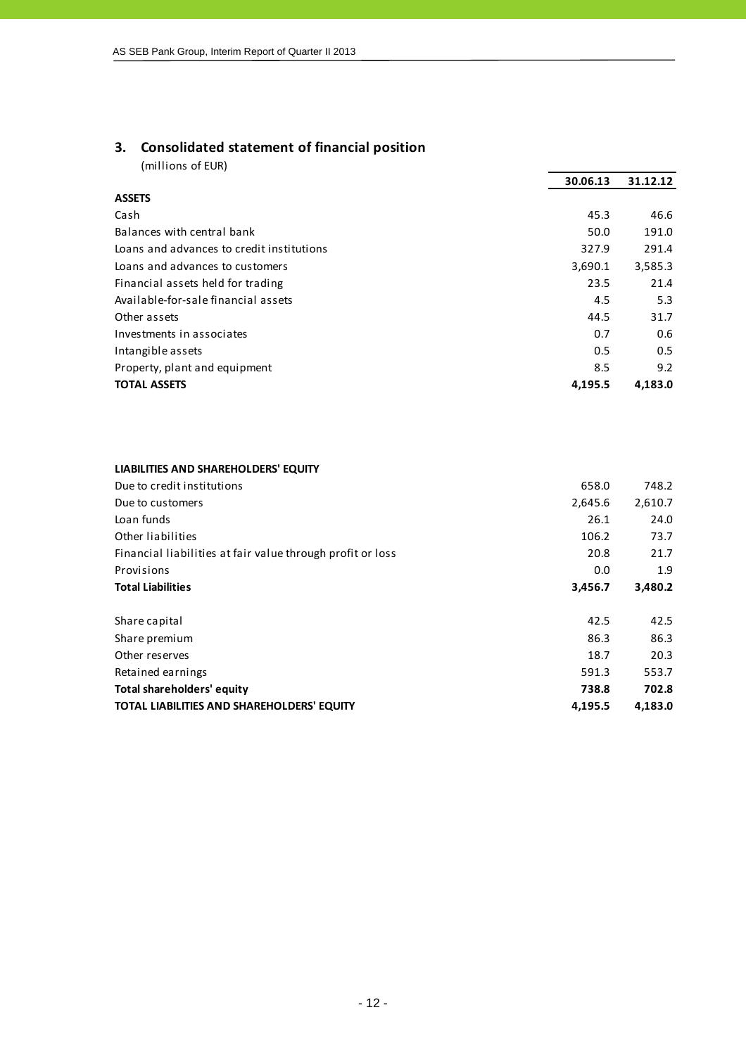## 3. Consolidated statement of financial position

(millions of EUR)

| | 30.06.13 | 31.12.12 |
|---|---|---|
| **ASSETS** | | |
| Cash | 45.3 | 46.6 |
| Balances with central bank | 50.0 | 191.0 |
| Loans and advances to credit institutions | 327.9 | 291.4 |
| Loans and advances to customers | 3,690.1 | 3,585.3 |
| Financial assets held for trading | 23.5 | 21.4 |
| Available-for-sale financial assets | 4.5 | 5.3 |
| Other assets | 44.5 | 31.7 |
| Investments in associates | 0.7 | 0.6 |
| Intangible assets | 0.5 | 0.5 |
| Property, plant and equipment | 8.5 | 9.2 |
| **TOTAL ASSETS** | **4,195.5** | **4,183.0** |
| | | |
| **LIABILITIES AND SHAREHOLDERS' EQUITY** | | |
| Due to credit institutions | 658.0 | 748.2 |
| Due to customers | 2,645.6 | 2,610.7 |
| Loan funds | 26.1 | 24.0 |
| Other liabilities | 106.2 | 73.7 |
| Financial liabilities at fair value through profit or loss | 20.8 | 21.7 |
| Provisions | 0.0 | 1.9 |
| **Total Liabilities** | **3,456.7** | **3,480.2** |
| | | |
| Share capital | 42.5 | 42.5 |
| Share premium | 86.3 | 86.3 |
| Other reserves | 18.7 | 20.3 |
| Retained earnings | 591.3 | 553.7 |
| **Total shareholders' equity** | **738.8** | **702.8** |
| **TOTAL LIABILITIES AND SHAREHOLDERS' EQUITY** | **4,195.5** | **4,183.0** |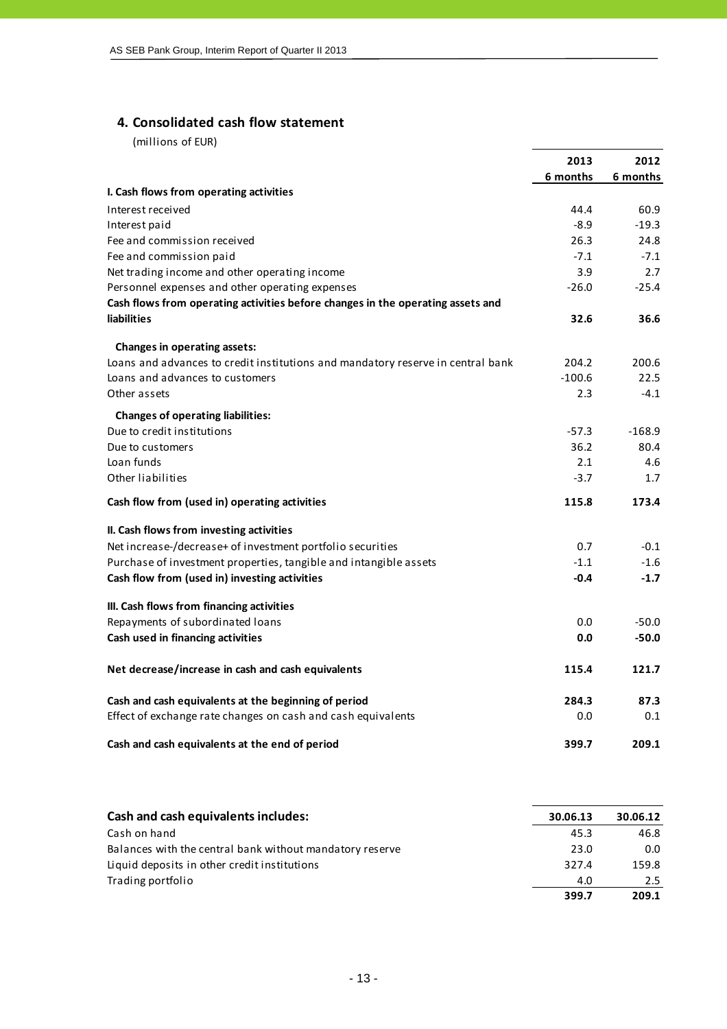## 4. Consolidated cash flow statement

(millions of EUR)

| | 2013 6 months | 2012 6 months |
|---|---|---|
| **I. Cash flows from operating activities** | | |
| Interest received | 44.4 | 60.9 |
| Interest paid | -8.9 | -19.3 |
| Fee and commission received | 26.3 | 24.8 |
| Fee and commission paid | -7.1 | -7.1 |
| Net trading income and other operating income | 3.9 | 2.7 |
| Personnel expenses and other operating expenses | -26.0 | -25.4 |
| **Cash flows from operating activities before changes in the operating assets and liabilities** | **32.6** | **36.6** |
| **Changes in operating assets:** | | |
| Loans and advances to credit institutions and mandatory reserve in central bank | 204.2 | 200.6 |
| Loans and advances to customers | -100.6 | 22.5 |
| Other assets | 2.3 | -4.1 |
| **Changes of operating liabilities:** | | |
| Due to credit institutions | -57.3 | -168.9 |
| Due to customers | 36.2 | 80.4 |
| Loan funds | 2.1 | 4.6 |
| Other liabilities | -3.7 | 1.7 |
| **Cash flow from (used in) operating activities** | **115.8** | **173.4** |
| **II. Cash flows from investing activities** | | |
| Net increase-/decrease+ of investment portfolio securities | 0.7 | -0.1 |
| Purchase of investment properties, tangible and intangible assets | -1.1 | -1.6 |
| **Cash flow from (used in) investing activities** | **-0.4** | **-1.7** |
| **III. Cash flows from financing activities** | | |
| Repayments of subordinated loans | 0.0 | -50.0 |
| **Cash used in financing activities** | **0.0** | **-50.0** |
| **Net decrease/increase in cash and cash equivalents** | **115.4** | **121.7** |
| **Cash and cash equivalents at the beginning of period** | **284.3** | **87.3** |
| Effect of exchange rate changes on cash and cash equivalents | 0.0 | 0.1 |
| **Cash and cash equivalents at the end of period** | **399.7** | **209.1** |

| **Cash and cash equivalents includes:** | **30.06.13** | **30.06.12** |
|---|---|---|
| Cash on hand | 45.3 | 46.8 |
| Balances with the central bank without mandatory reserve | 23.0 | 0.0 |
| Liquid deposits in other credit institutions | 327.4 | 159.8 |
| Trading portfolio | 4.0 | 2.5 |
| | **399.7** | **209.1** |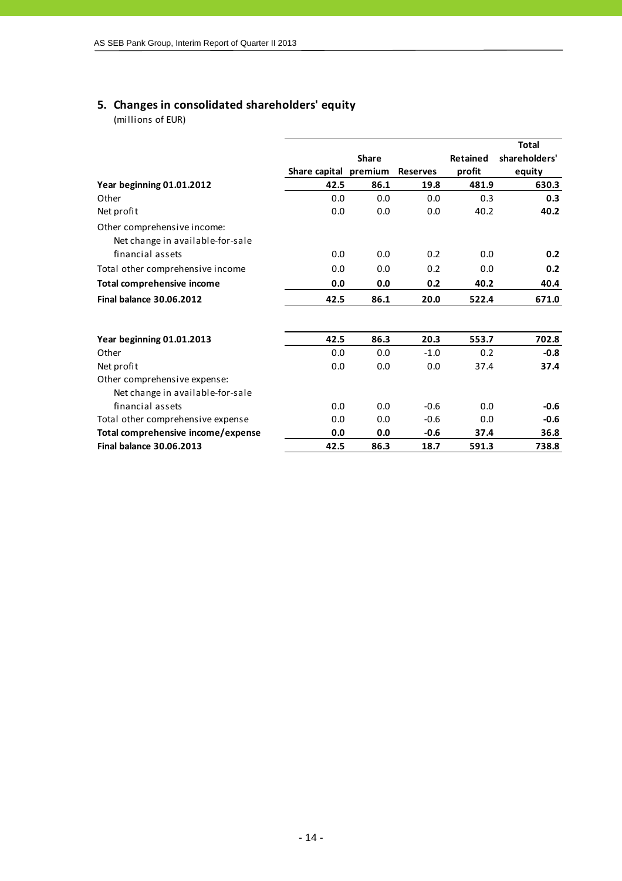## 5. Changes in consolidated shareholders' equity

(millions of EUR)

| | Share capital | Share premium | Reserves | Retained profit | Total shareholders' equity |
|---|---|---|---|---|---|
| **Year beginning 01.01.2012** | **42.5** | **86.1** | **19.8** | **481.9** | **630.3** |
| Other | 0.0 | 0.0 | 0.0 | 0.3 | **0.3** |
| Net profit | 0.0 | 0.0 | 0.0 | 40.2 | **40.2** |
| Other comprehensive income: | | | | | |
| Net change in available-for-sale financial assets | 0.0 | 0.0 | 0.2 | 0.0 | **0.2** |
| Total other comprehensive income | 0.0 | 0.0 | 0.2 | 0.0 | **0.2** |
| **Total comprehensive income** | **0.0** | **0.0** | **0.2** | **40.2** | **40.4** |
| **Final balance 30.06.2012** | **42.5** | **86.1** | **20.0** | **522.4** | **671.0** |
| | | | | | |
| **Year beginning 01.01.2013** | **42.5** | **86.3** | **20.3** | **553.7** | **702.8** |
| Other | 0.0 | 0.0 | -1.0 | 0.2 | **-0.8** |
| Net profit | 0.0 | 0.0 | 0.0 | 37.4 | **37.4** |
| Other comprehensive expense: | | | | | |
| Net change in available-for-sale financial assets | 0.0 | 0.0 | -0.6 | 0.0 | **-0.6** |
| Total other comprehensive expense | 0.0 | 0.0 | -0.6 | 0.0 | **-0.6** |
| **Total comprehensive income/expense** | **0.0** | **0.0** | **-0.6** | **37.4** | **36.8** |
| **Final balance 30.06.2013** | **42.5** | **86.3** | **18.7** | **591.3** | **738.8** |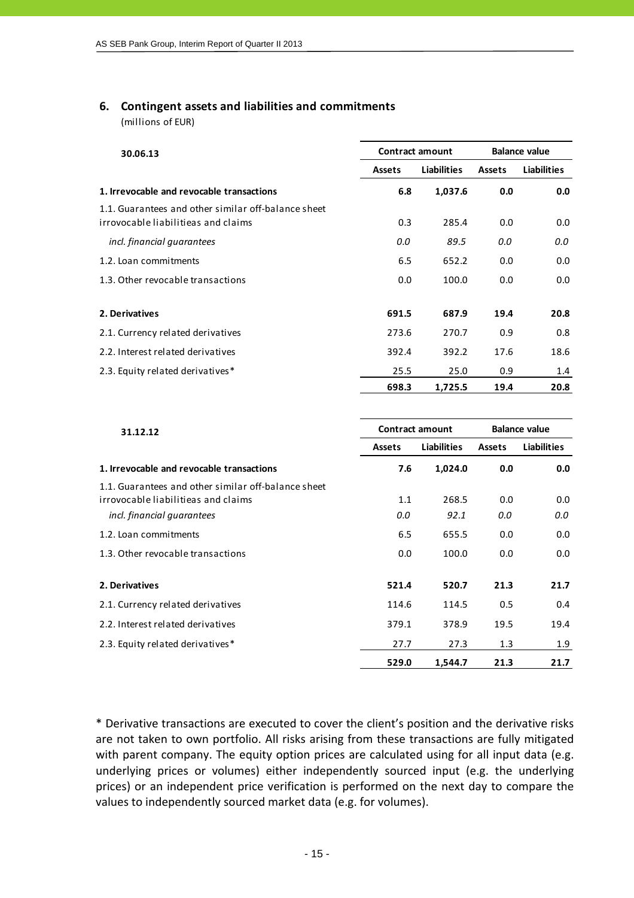## 6. Contingent assets and liabilities and commitments

(millions of EUR)

| 30.06.13 | Contract amount | | Balance value | |
|---|---|---|---|---|
| | Assets | Liabilities | Assets | Liabilities |
| **1. Irrevocable and revocable transactions** | **6.8** | **1,037.6** | **0.0** | **0.0** |
| 1.1. Guarantees and other similar off-balance sheet irrevocable liabilitieas and claims | 0.3 | 285.4 | 0.0 | 0.0 |
| *incl. financial guarantees* | *0.0* | *89.5* | *0.0* | *0.0* |
| 1.2. Loan commitments | 6.5 | 652.2 | 0.0 | 0.0 |
| 1.3. Other revocable transactions | 0.0 | 100.0 | 0.0 | 0.0 |
| **2. Derivatives** | **691.5** | **687.9** | **19.4** | **20.8** |
| 2.1. Currency related derivatives | 273.6 | 270.7 | 0.9 | 0.8 |
| 2.2. Interest related derivatives | 392.4 | 392.2 | 17.6 | 18.6 |
| 2.3. Equity related derivatives* | 25.5 | 25.0 | 0.9 | 1.4 |
| | **698.3** | **1,725.5** | **19.4** | **20.8** |

| 31.12.12 | Contract amount | | Balance value | |
|---|---|---|---|---|
| | Assets | Liabilities | Assets | Liabilities |
| **1. Irrevocable and revocable transactions** | **7.6** | **1,024.0** | **0.0** | **0.0** |
| 1.1. Guarantees and other similar off-balance sheet irrevocable liabilitieas and claims | 1.1 | 268.5 | 0.0 | 0.0 |
| *incl. financial guarantees* | *0.0* | *92.1* | *0.0* | *0.0* |
| 1.2. Loan commitments | 6.5 | 655.5 | 0.0 | 0.0 |
| 1.3. Other revocable transactions | 0.0 | 100.0 | 0.0 | 0.0 |
| **2. Derivatives** | **521.4** | **520.7** | **21.3** | **21.7** |
| 2.1. Currency related derivatives | 114.6 | 114.5 | 0.5 | 0.4 |
| 2.2. Interest related derivatives | 379.1 | 378.9 | 19.5 | 19.4 |
| 2.3. Equity related derivatives* | 27.7 | 27.3 | 1.3 | 1.9 |
| | **529.0** | **1,544.7** | **21.3** | **21.7** |

* Derivative transactions are executed to cover the client's position and the derivative risks are not taken to own portfolio. All risks arising from these transactions are fully mitigated with parent company. The equity option prices are calculated using for all input data (e.g. underlying prices or volumes) either independently sourced input (e.g. the underlying prices) or an independent price verification is performed on the next day to compare the values to independently sourced market data (e.g. for volumes).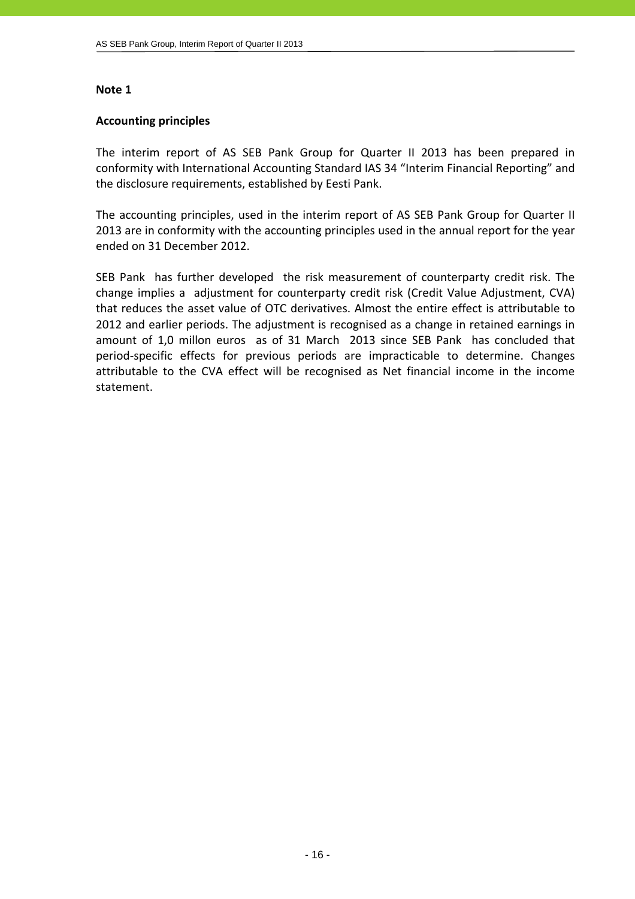## Note 1

### Accounting principles

The interim report of AS SEB Pank Group for Quarter II 2013 has been prepared in conformity with International Accounting Standard IAS 34 "Interim Financial Reporting" and the disclosure requirements, established by Eesti Pank.

The accounting principles, used in the interim report of AS SEB Pank Group for Quarter II 2013 are in conformity with the accounting principles used in the annual report for the year ended on 31 December 2012.

SEB Pank has further developed the risk measurement of counterparty credit risk. The change implies a adjustment for counterparty credit risk (Credit Value Adjustment, CVA) that reduces the asset value of OTC derivatives. Almost the entire effect is attributable to 2012 and earlier periods. The adjustment is recognised as a change in retained earnings in amount of 1,0 millon euros as of 31 March 2013 since SEB Pank has concluded that period-specific effects for previous periods are impracticable to determine. Changes attributable to the CVA effect will be recognised as Net financial income in the income statement.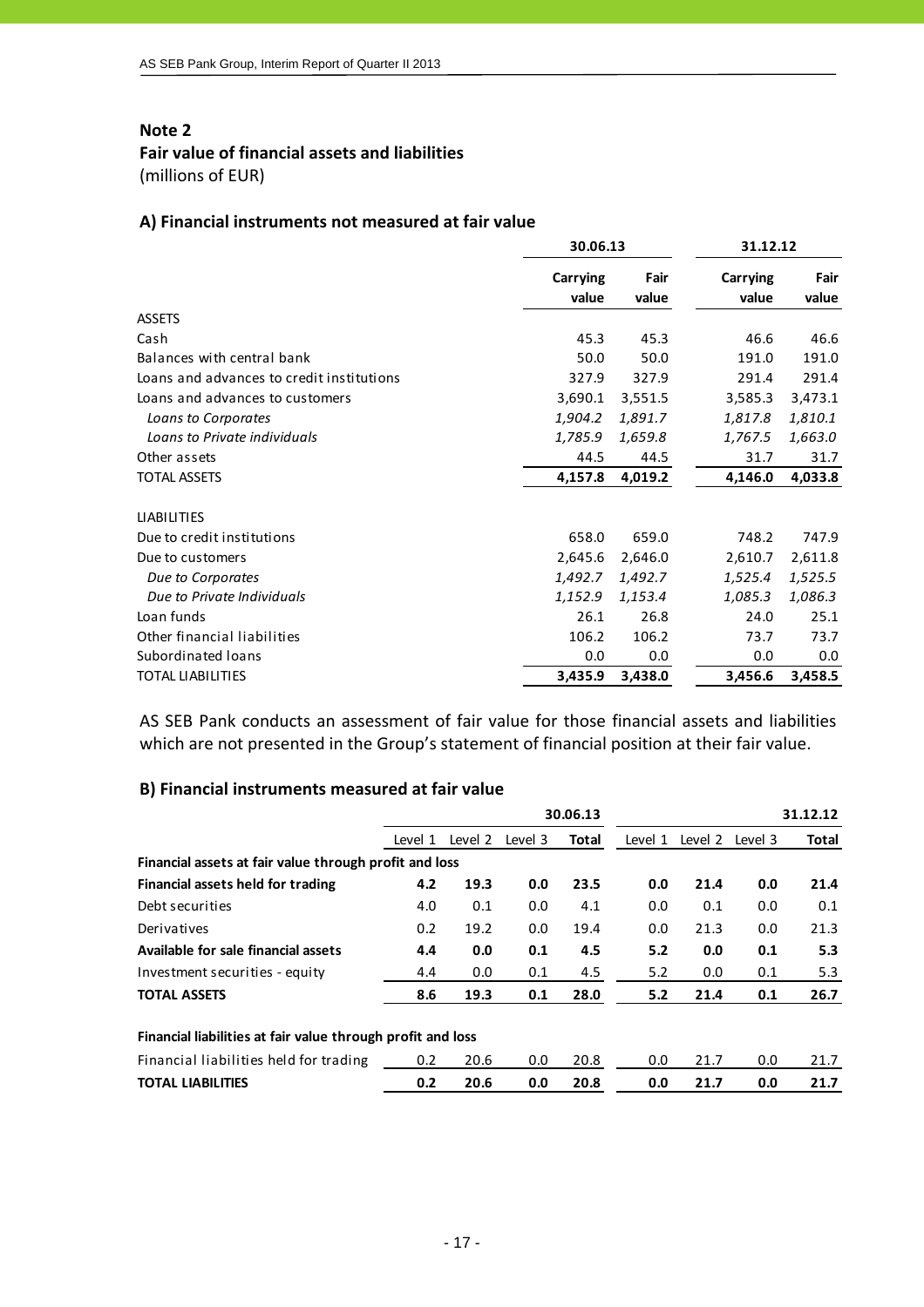## Note 2

## Fair value of financial assets and liabilities

(millions of EUR)

### A) Financial instruments not measured at fair value

| | 30.06.13 | | 31.12.12 | |
|---|---|---|---|---|
| | Carrying value | Fair value | Carrying value | Fair value |
| ASSETS | | | | |
| Cash | 45.3 | 45.3 | 46.6 | 46.6 |
| Balances with central bank | 50.0 | 50.0 | 191.0 | 191.0 |
| Loans and advances to credit institutions | 327.9 | 327.9 | 291.4 | 291.4 |
| Loans and advances to customers | 3,690.1 | 3,551.5 | 3,585.3 | 3,473.1 |
| *Loans to Corporates* | *1,904.2* | *1,891.7* | *1,817.8* | *1,810.1* |
| *Loans to Private individuals* | *1,785.9* | *1,659.8* | *1,767.5* | *1,663.0* |
| Other assets | 44.5 | 44.5 | 31.7 | 31.7 |
| TOTAL ASSETS | **4,157.8** | **4,019.2** | **4,146.0** | **4,033.8** |
| | | | | |
| LIABILITIES | | | | |
| Due to credit institutions | 658.0 | 659.0 | 748.2 | 747.9 |
| Due to customers | 2,645.6 | 2,646.0 | 2,610.7 | 2,611.8 |
| *Due to Corporates* | *1,492.7* | *1,492.7* | *1,525.4* | *1,525.5* |
| *Due to Private Individuals* | *1,152.9* | *1,153.4* | *1,085.3* | *1,086.3* |
| Loan funds | 26.1 | 26.8 | 24.0 | 25.1 |
| Other financial liabilities | 106.2 | 106.2 | 73.7 | 73.7 |
| Subordinated loans | 0.0 | 0.0 | 0.0 | 0.0 |
| TOTAL LIABILITIES | **3,435.9** | **3,438.0** | **3,456.6** | **3,458.5** |

AS SEB Pank conducts an assessment of fair value for those financial assets and liabilities which are not presented in the Group's statement of financial position at their fair value.

### B) Financial instruments measured at fair value

| | 30.06.13 | | | | 31.12.12 | | | |
|---|---|---|---|---|---|---|---|---|
| | Level 1 | Level 2 | Level 3 | **Total** | Level 1 | Level 2 | Level 3 | **Total** |
| **Financial assets at fair value through profit and loss** | | | | | | | | |
| **Financial assets held for trading** | **4.2** | **19.3** | **0.0** | **23.5** | **0.0** | **21.4** | **0.0** | **21.4** |
| Debt securities | 4.0 | 0.1 | 0.0 | 4.1 | 0.0 | 0.1 | 0.0 | 0.1 |
| Derivatives | 0.2 | 19.2 | 0.0 | 19.4 | 0.0 | 21.3 | 0.0 | 21.3 |
| **Available for sale financial assets** | **4.4** | **0.0** | **0.1** | **4.5** | **5.2** | **0.0** | **0.1** | **5.3** |
| Investment securities - equity | 4.4 | 0.0 | 0.1 | 4.5 | 5.2 | 0.0 | 0.1 | 5.3 |
| **TOTAL ASSETS** | **8.6** | **19.3** | **0.1** | **28.0** | **5.2** | **21.4** | **0.1** | **26.7** |
| | | | | | | | | |
| **Financial liabilities at fair value through profit and loss** | | | | | | | | |
| Financial liabilities held for trading | 0.2 | 20.6 | 0.0 | 20.8 | 0.0 | 21.7 | 0.0 | 21.7 |
| **TOTAL LIABILITIES** | **0.2** | **20.6** | **0.0** | **20.8** | **0.0** | **21.7** | **0.0** | **21.7** |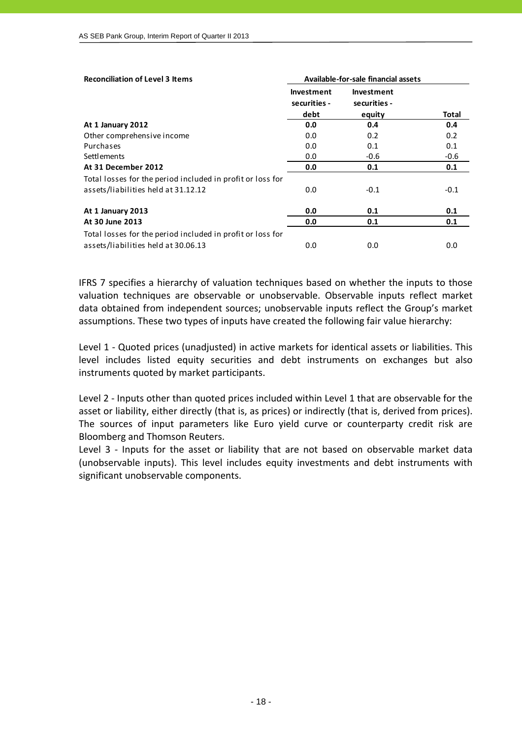| Reconciliation of Level 3 Items | Available-for-sale financial assets | | |
|---|---|---|---|
| | Investment securities - debt | Investment securities - equity | Total |
| **At 1 January 2012** | **0.0** | **0.4** | **0.4** |
| Other comprehensive income | 0.0 | 0.2 | 0.2 |
| Purchases | 0.0 | 0.1 | 0.1 |
| Settlements | 0.0 | -0.6 | -0.6 |
| **At 31 December 2012** | **0.0** | **0.1** | **0.1** |
| Total losses for the period included in profit or loss for assets/liabilities held at 31.12.12 | 0.0 | -0.1 | -0.1 |
| **At 1 January 2013** | **0.0** | **0.1** | **0.1** |
| **At 30 June 2013** | **0.0** | **0.1** | **0.1** |
| Total losses for the period included in profit or loss for assets/liabilities held at 30.06.13 | 0.0 | 0.0 | 0.0 |

IFRS 7 specifies a hierarchy of valuation techniques based on whether the inputs to those valuation techniques are observable or unobservable. Observable inputs reflect market data obtained from independent sources; unobservable inputs reflect the Group's market assumptions. These two types of inputs have created the following fair value hierarchy:

Level 1 - Quoted prices (unadjusted) in active markets for identical assets or liabilities. This level includes listed equity securities and debt instruments on exchanges but also instruments quoted by market participants.

Level 2 - Inputs other than quoted prices included within Level 1 that are observable for the asset or liability, either directly (that is, as prices) or indirectly (that is, derived from prices). The sources of input parameters like Euro yield curve or counterparty credit risk are Bloomberg and Thomson Reuters.

Level 3 - Inputs for the asset or liability that are not based on observable market data (unobservable inputs). This level includes equity investments and debt instruments with significant unobservable components.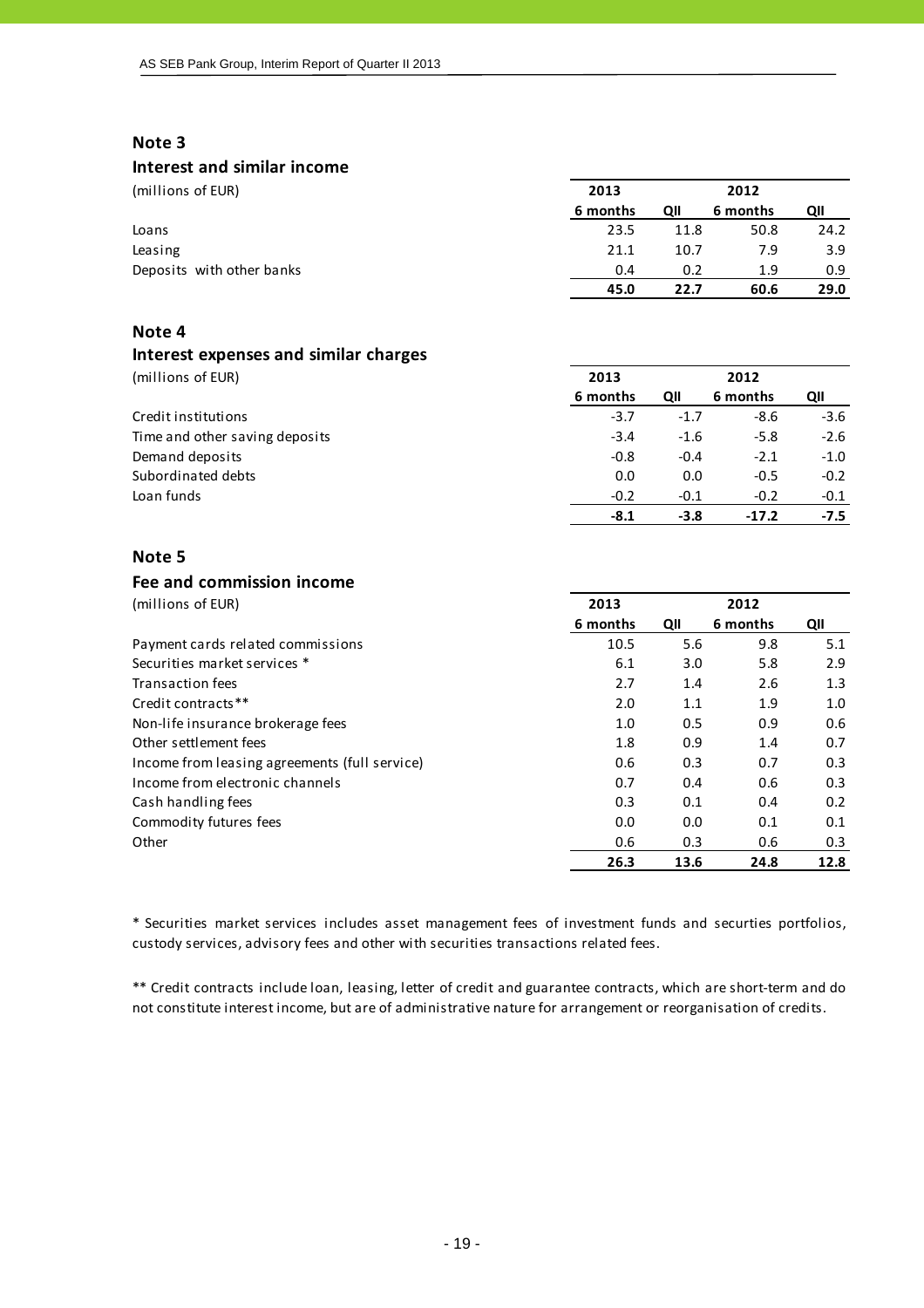## Note 3

### Interest and similar income

| (millions of EUR) | 2013 | | 2012 | |
|---|---|---|---|---|
| | 6 months | QII | 6 months | QII |
| Loans | 23.5 | 11.8 | 50.8 | 24.2 |
| Leasing | 21.1 | 10.7 | 7.9 | 3.9 |
| Deposits with other banks | 0.4 | 0.2 | 1.9 | 0.9 |
| | **45.0** | **22.7** | **60.6** | **29.0** |

## Note 4

### Interest expenses and similar charges

| (millions of EUR) | 2013 | | 2012 | |
|---|---|---|---|---|
| | 6 months | QII | 6 months | QII |
| Credit institutions | -3.7 | -1.7 | -8.6 | -3.6 |
| Time and other saving deposits | -3.4 | -1.6 | -5.8 | -2.6 |
| Demand deposits | -0.8 | -0.4 | -2.1 | -1.0 |
| Subordinated debts | 0.0 | 0.0 | -0.5 | -0.2 |
| Loan funds | -0.2 | -0.1 | -0.2 | -0.1 |
| | **-8.1** | **-3.8** | **-17.2** | **-7.5** |

## Note 5

### Fee and commission income

| (millions of EUR) | 2013 | | 2012 | |
|---|---|---|---|---|
| | 6 months | QII | 6 months | QII |
| Payment cards related commissions | 10.5 | 5.6 | 9.8 | 5.1 |
| Securities market services * | 6.1 | 3.0 | 5.8 | 2.9 |
| Transaction fees | 2.7 | 1.4 | 2.6 | 1.3 |
| Credit contracts** | 2.0 | 1.1 | 1.9 | 1.0 |
| Non-life insurance brokerage fees | 1.0 | 0.5 | 0.9 | 0.6 |
| Other settlement fees | 1.8 | 0.9 | 1.4 | 0.7 |
| Income from leasing agreements (full service) | 0.6 | 0.3 | 0.7 | 0.3 |
| Income from electronic channels | 0.7 | 0.4 | 0.6 | 0.3 |
| Cash handling fees | 0.3 | 0.1 | 0.4 | 0.2 |
| Commodity futures fees | 0.0 | 0.0 | 0.1 | 0.1 |
| Other | 0.6 | 0.3 | 0.6 | 0.3 |
| | **26.3** | **13.6** | **24.8** | **12.8** |

* Securities market services includes asset management fees of investment funds and securties portfolios, custody services, advisory fees and other with securities transactions related fees.

** Credit contracts include loan, leasing, letter of credit and guarantee contracts, which are short-term and do not constitute interest income, but are of administrative nature for arrangement or reorganisation of credits.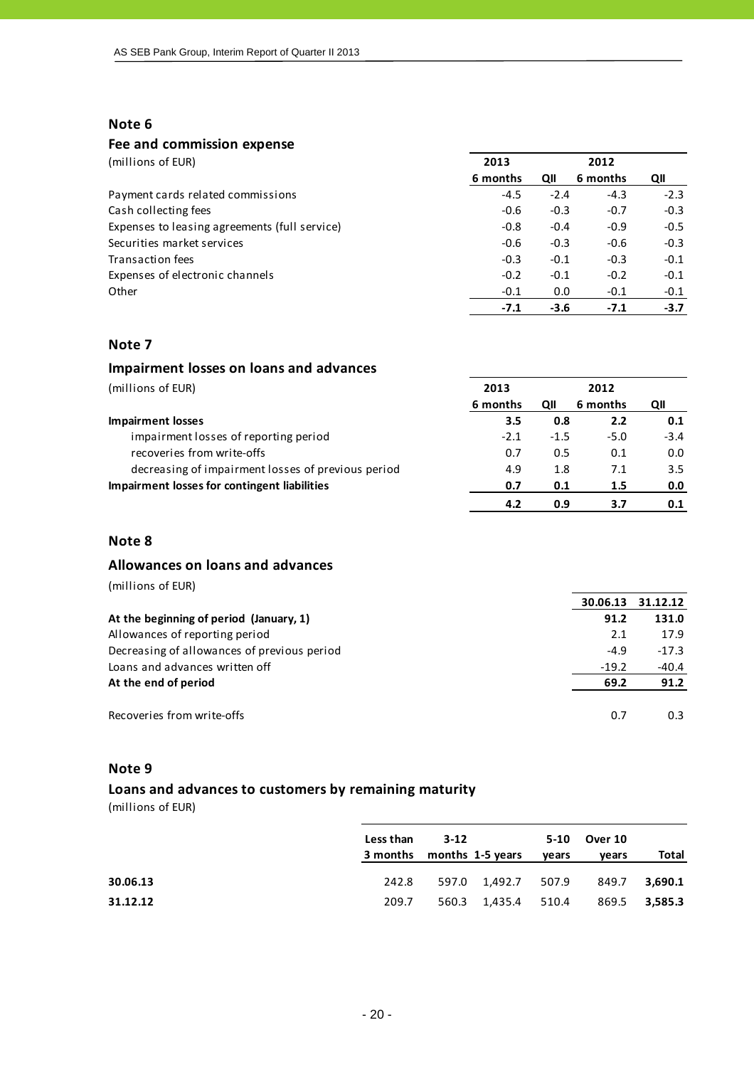## Note 6

### Fee and commission expense

| (millions of EUR) | 2013 | | 2012 | |
|---|---|---|---|---|
| | 6 months | QII | 6 months | QII |
| Payment cards related commissions | -4.5 | -2.4 | -4.3 | -2.3 |
| Cash collecting fees | -0.6 | -0.3 | -0.7 | -0.3 |
| Expenses to leasing agreements (full service) | -0.8 | -0.4 | -0.9 | -0.5 |
| Securities market services | -0.6 | -0.3 | -0.6 | -0.3 |
| Transaction fees | -0.3 | -0.1 | -0.3 | -0.1 |
| Expenses of electronic channels | -0.2 | -0.1 | -0.2 | -0.1 |
| Other | -0.1 | 0.0 | -0.1 | -0.1 |
| | **-7.1** | **-3.6** | **-7.1** | **-3.7** |

## Note 7

### Impairment losses on loans and advances

| (millions of EUR) | 2013 | | 2012 | |
|---|---|---|---|---|
| | 6 months | QII | 6 months | QII |
| **Impairment losses** | **3.5** | **0.8** | **2.2** | **0.1** |
| impairment losses of reporting period | -2.1 | -1.5 | -5.0 | -3.4 |
| recoveries from write-offs | 0.7 | 0.5 | 0.1 | 0.0 |
| decreasing of impairment losses of previous period | 4.9 | 1.8 | 7.1 | 3.5 |
| **Impairment losses for contingent liabilities** | **0.7** | **0.1** | **1.5** | **0.0** |
| | **4.2** | **0.9** | **3.7** | **0.1** |

## Note 8

### Allowances on loans and advances

(millions of EUR)

| | 30.06.13 | 31.12.12 |
|---|---|---|
| **At the beginning of period (January, 1)** | **91.2** | **131.0** |
| Allowances of reporting period | 2.1 | 17.9 |
| Decreasing of allowances of previous period | -4.9 | -17.3 |
| Loans and advances written off | -19.2 | -40.4 |
| **At the end of period** | **69.2** | **91.2** |
| | | |
| Recoveries from write-offs | 0.7 | 0.3 |

## Note 9

### Loans and advances to customers by remaining maturity

(millions of EUR)

| | Less than 3 months | 3-12 months | 1-5 years | 5-10 years | Over 10 years | Total |
|---|---|---|---|---|---|---|
| **30.06.13** | 242.8 | 597.0 | 1,492.7 | 507.9 | 849.7 | **3,690.1** |
| **31.12.12** | 209.7 | 560.3 | 1,435.4 | 510.4 | 869.5 | **3,585.3** |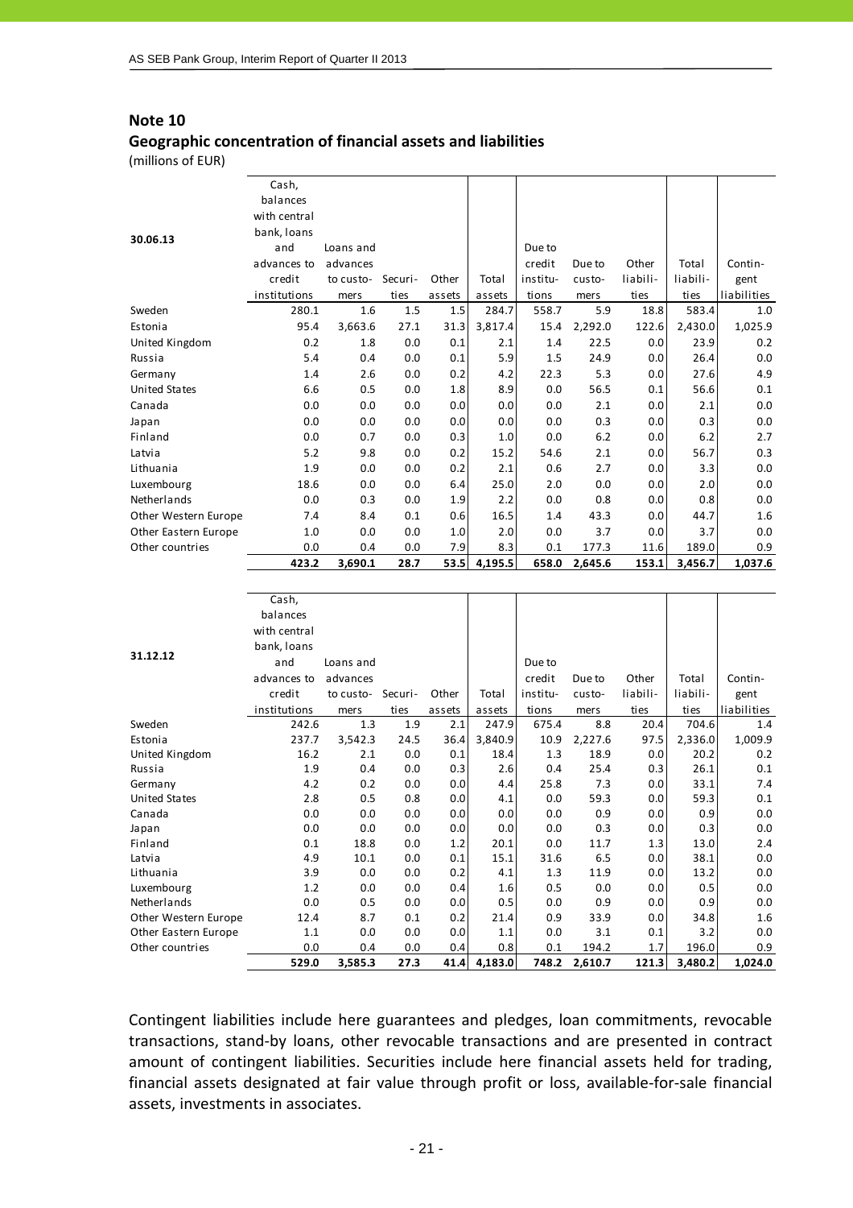## Note 10

### Geographic concentration of financial assets and liabilities

(millions of EUR)

| 30.06.13 | Cash, balances with central bank, loans and advances to credit institutions | Loans and advances to customers | Securities | Other assets | Total assets | Due to credit institutions | Due to customers | Other liabilities | Total liabilities | Contingent liabilities |
|---|---|---|---|---|---|---|---|---|---|---|
| Sweden | 280.1 | 1.6 | 1.5 | 1.5 | 284.7 | 558.7 | 5.9 | 18.8 | 583.4 | 1.0 |
| Estonia | 95.4 | 3,663.6 | 27.1 | 31.3 | 3,817.4 | 15.4 | 2,292.0 | 122.6 | 2,430.0 | 1,025.9 |
| United Kingdom | 0.2 | 1.8 | 0.0 | 0.1 | 2.1 | 1.4 | 22.5 | 0.0 | 23.9 | 0.2 |
| Russia | 5.4 | 0.4 | 0.0 | 0.1 | 5.9 | 1.5 | 24.9 | 0.0 | 26.4 | 0.0 |
| Germany | 1.4 | 2.6 | 0.0 | 0.2 | 4.2 | 22.3 | 5.3 | 0.0 | 27.6 | 4.9 |
| United States | 6.6 | 0.5 | 0.0 | 1.8 | 8.9 | 0.0 | 56.5 | 0.1 | 56.6 | 0.1 |
| Canada | 0.0 | 0.0 | 0.0 | 0.0 | 0.0 | 0.0 | 2.1 | 0.0 | 2.1 | 0.0 |
| Japan | 0.0 | 0.0 | 0.0 | 0.0 | 0.0 | 0.0 | 0.3 | 0.0 | 0.3 | 0.0 |
| Finland | 0.0 | 0.7 | 0.0 | 0.3 | 1.0 | 0.0 | 6.2 | 0.0 | 6.2 | 2.7 |
| Latvia | 5.2 | 9.8 | 0.0 | 0.2 | 15.2 | 54.6 | 2.1 | 0.0 | 56.7 | 0.3 |
| Lithuania | 1.9 | 0.0 | 0.0 | 0.2 | 2.1 | 0.6 | 2.7 | 0.0 | 3.3 | 0.0 |
| Luxembourg | 18.6 | 0.0 | 0.0 | 6.4 | 25.0 | 2.0 | 0.0 | 0.0 | 2.0 | 0.0 |
| Netherlands | 0.0 | 0.3 | 0.0 | 1.9 | 2.2 | 0.0 | 0.8 | 0.0 | 0.8 | 0.0 |
| Other Western Europe | 7.4 | 8.4 | 0.1 | 0.6 | 16.5 | 1.4 | 43.3 | 0.0 | 44.7 | 1.6 |
| Other Eastern Europe | 1.0 | 0.0 | 0.0 | 1.0 | 2.0 | 0.0 | 3.7 | 0.0 | 3.7 | 0.0 |
| Other countries | 0.0 | 0.4 | 0.0 | 7.9 | 8.3 | 0.1 | 177.3 | 11.6 | 189.0 | 0.9 |
| | **423.2** | **3,690.1** | **28.7** | **53.5** | **4,195.5** | **658.0** | **2,645.6** | **153.1** | **3,456.7** | **1,037.6** |

| 31.12.12 | Cash, balances with central bank, loans and advances to credit institutions | Loans and advances to customers | Securities | Other assets | Total assets | Due to credit institutions | Due to customers | Other liabilities | Total liabilities | Contingent liabilities |
|---|---|---|---|---|---|---|---|---|---|---|
| Sweden | 242.6 | 1.3 | 1.9 | 2.1 | 247.9 | 675.4 | 8.8 | 20.4 | 704.6 | 1.4 |
| Estonia | 237.7 | 3,542.3 | 24.5 | 36.4 | 3,840.9 | 10.9 | 2,227.6 | 97.5 | 2,336.0 | 1,009.9 |
| United Kingdom | 16.2 | 2.1 | 0.0 | 0.1 | 18.4 | 1.3 | 18.9 | 0.0 | 20.2 | 0.2 |
| Russia | 1.9 | 0.4 | 0.0 | 0.3 | 2.6 | 0.4 | 25.4 | 0.3 | 26.1 | 0.1 |
| Germany | 4.2 | 0.2 | 0.0 | 0.0 | 4.4 | 25.8 | 7.3 | 0.0 | 33.1 | 7.4 |
| United States | 2.8 | 0.5 | 0.8 | 0.0 | 4.1 | 0.0 | 59.3 | 0.0 | 59.3 | 0.1 |
| Canada | 0.0 | 0.0 | 0.0 | 0.0 | 0.0 | 0.0 | 0.9 | 0.0 | 0.9 | 0.0 |
| Japan | 0.0 | 0.0 | 0.0 | 0.0 | 0.0 | 0.0 | 0.3 | 0.0 | 0.3 | 0.0 |
| Finland | 0.1 | 18.8 | 0.0 | 1.2 | 20.1 | 0.0 | 11.7 | 1.3 | 13.0 | 2.4 |
| Latvia | 4.9 | 10.1 | 0.0 | 0.1 | 15.1 | 31.6 | 6.5 | 0.0 | 38.1 | 0.0 |
| Lithuania | 3.9 | 0.0 | 0.0 | 0.2 | 4.1 | 1.3 | 11.9 | 0.0 | 13.2 | 0.0 |
| Luxembourg | 1.2 | 0.0 | 0.0 | 0.4 | 1.6 | 0.5 | 0.0 | 0.0 | 0.5 | 0.0 |
| Netherlands | 0.0 | 0.5 | 0.0 | 0.0 | 0.5 | 0.0 | 0.9 | 0.0 | 0.9 | 0.0 |
| Other Western Europe | 12.4 | 8.7 | 0.1 | 0.2 | 21.4 | 0.9 | 33.9 | 0.0 | 34.8 | 1.6 |
| Other Eastern Europe | 1.1 | 0.0 | 0.0 | 0.0 | 1.1 | 0.0 | 3.1 | 0.1 | 3.2 | 0.0 |
| Other countries | 0.0 | 0.4 | 0.0 | 0.4 | 0.8 | 0.1 | 194.2 | 1.7 | 196.0 | 0.9 |
| | **529.0** | **3,585.3** | **27.3** | **41.4** | **4,183.0** | **748.2** | **2,610.7** | **121.3** | **3,480.2** | **1,024.0** |

Contingent liabilities include here guarantees and pledges, loan commitments, revocable transactions, stand-by loans, other revocable transactions and are presented in contract amount of contingent liabilities. Securities include here financial assets held for trading, financial assets designated at fair value through profit or loss, available-for-sale financial assets, investments in associates.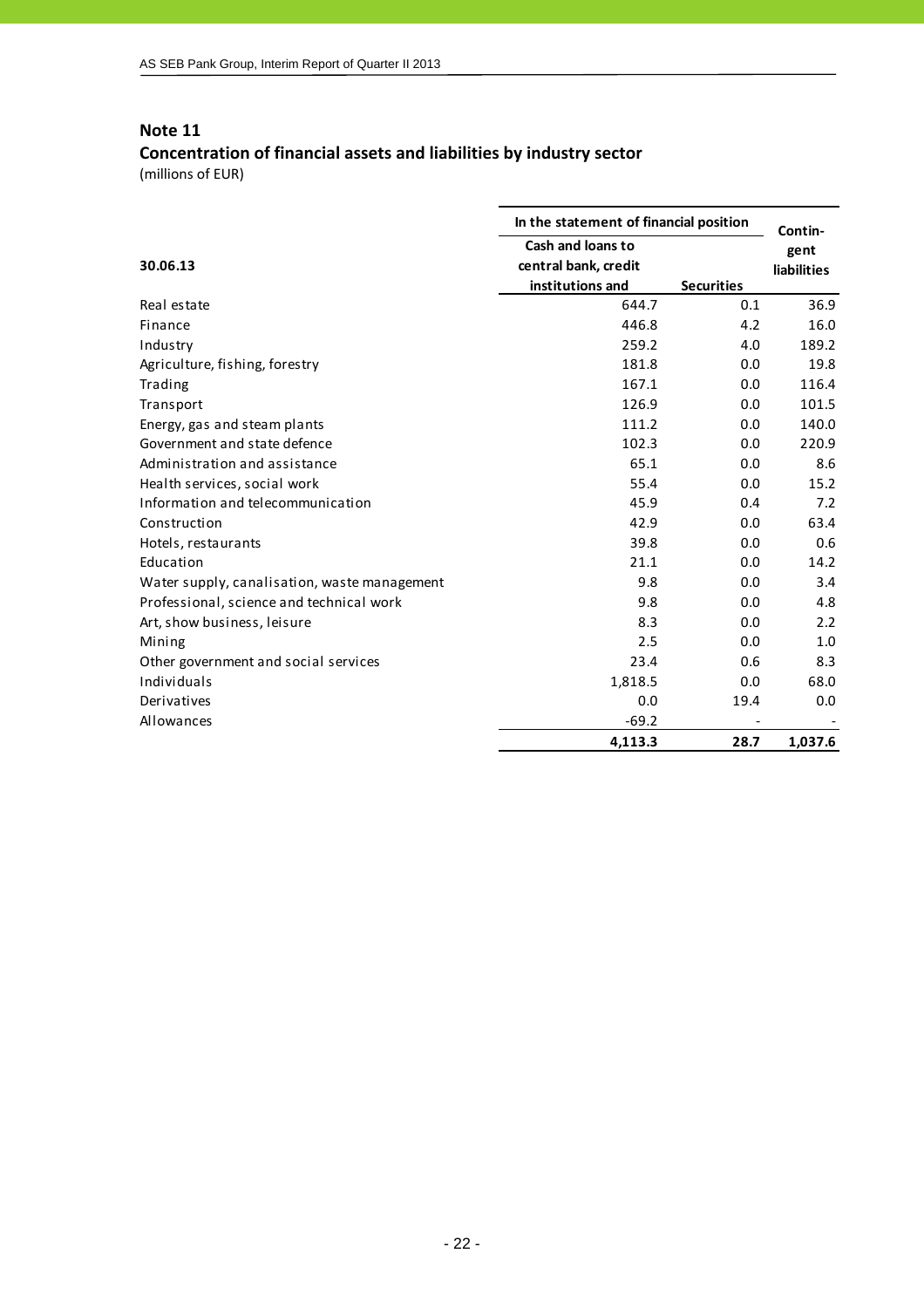## Note 11
### Concentration of financial assets and liabilities by industry sector
(millions of EUR)

| 30.06.13 | In the statement of financial position | | Contin-gent liabilities |
|---|---|---|---|
| | Cash and loans to central bank, credit institutions and | Securities | |
| Real estate | 644.7 | 0.1 | 36.9 |
| Finance | 446.8 | 4.2 | 16.0 |
| Industry | 259.2 | 4.0 | 189.2 |
| Agriculture, fishing, forestry | 181.8 | 0.0 | 19.8 |
| Trading | 167.1 | 0.0 | 116.4 |
| Transport | 126.9 | 0.0 | 101.5 |
| Energy, gas and steam plants | 111.2 | 0.0 | 140.0 |
| Government and state defence | 102.3 | 0.0 | 220.9 |
| Administration and assistance | 65.1 | 0.0 | 8.6 |
| Health services, social work | 55.4 | 0.0 | 15.2 |
| Information and telecommunication | 45.9 | 0.4 | 7.2 |
| Construction | 42.9 | 0.0 | 63.4 |
| Hotels, restaurants | 39.8 | 0.0 | 0.6 |
| Education | 21.1 | 0.0 | 14.2 |
| Water supply, canalisation, waste management | 9.8 | 0.0 | 3.4 |
| Professional, science and technical work | 9.8 | 0.0 | 4.8 |
| Art, show business, leisure | 8.3 | 0.0 | 2.2 |
| Mining | 2.5 | 0.0 | 1.0 |
| Other government and social services | 23.4 | 0.6 | 8.3 |
| Individuals | 1,818.5 | 0.0 | 68.0 |
| Derivatives | 0.0 | 19.4 | 0.0 |
| Allowances | -69.2 | - | - |
| | **4,113.3** | **28.7** | **1,037.6** |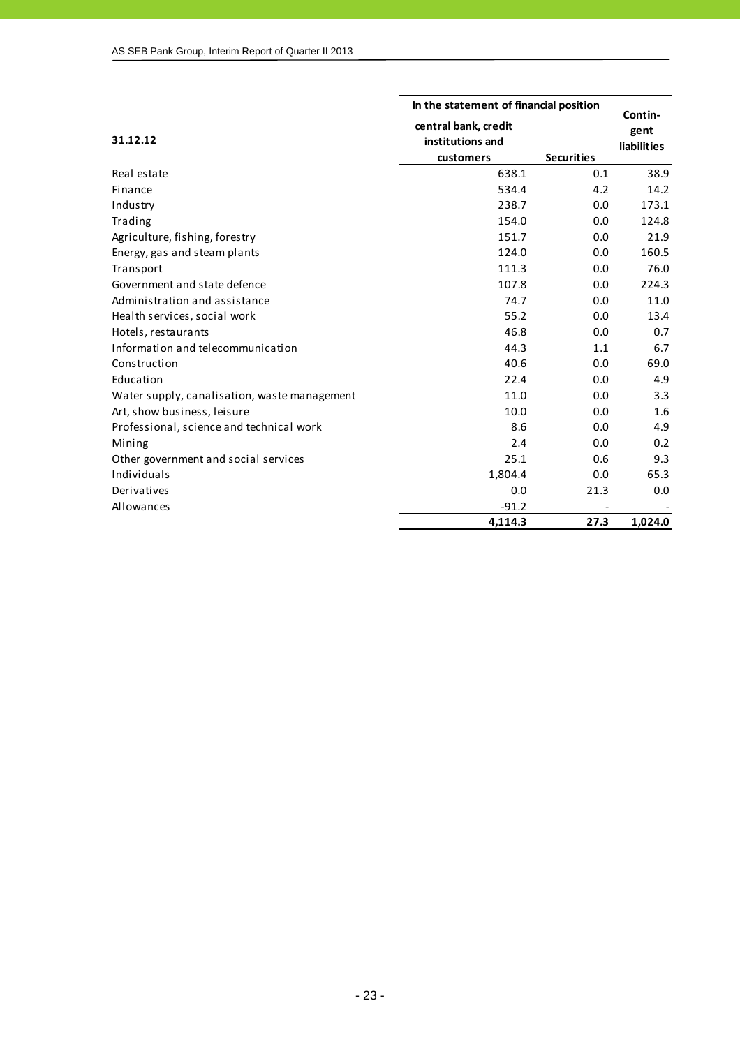| 31.12.12 | In the statement of financial position | | Contin-gent liabilities |
|---|---|---|---|
| | central bank, credit institutions and customers | Securities | |
| Real estate | 638.1 | 0.1 | 38.9 |
| Finance | 534.4 | 4.2 | 14.2 |
| Industry | 238.7 | 0.0 | 173.1 |
| Trading | 154.0 | 0.0 | 124.8 |
| Agriculture, fishing, forestry | 151.7 | 0.0 | 21.9 |
| Energy, gas and steam plants | 124.0 | 0.0 | 160.5 |
| Transport | 111.3 | 0.0 | 76.0 |
| Government and state defence | 107.8 | 0.0 | 224.3 |
| Administration and assistance | 74.7 | 0.0 | 11.0 |
| Health services, social work | 55.2 | 0.0 | 13.4 |
| Hotels, restaurants | 46.8 | 0.0 | 0.7 |
| Information and telecommunication | 44.3 | 1.1 | 6.7 |
| Construction | 40.6 | 0.0 | 69.0 |
| Education | 22.4 | 0.0 | 4.9 |
| Water supply, canalisation, waste management | 11.0 | 0.0 | 3.3 |
| Art, show business, leisure | 10.0 | 0.0 | 1.6 |
| Professional, science and technical work | 8.6 | 0.0 | 4.9 |
| Mining | 2.4 | 0.0 | 0.2 |
| Other government and social services | 25.1 | 0.6 | 9.3 |
| Individuals | 1,804.4 | 0.0 | 65.3 |
| Derivatives | 0.0 | 21.3 | 0.0 |
| Allowances | -91.2 | - | - |
| | **4,114.3** | **27.3** | **1,024.0** |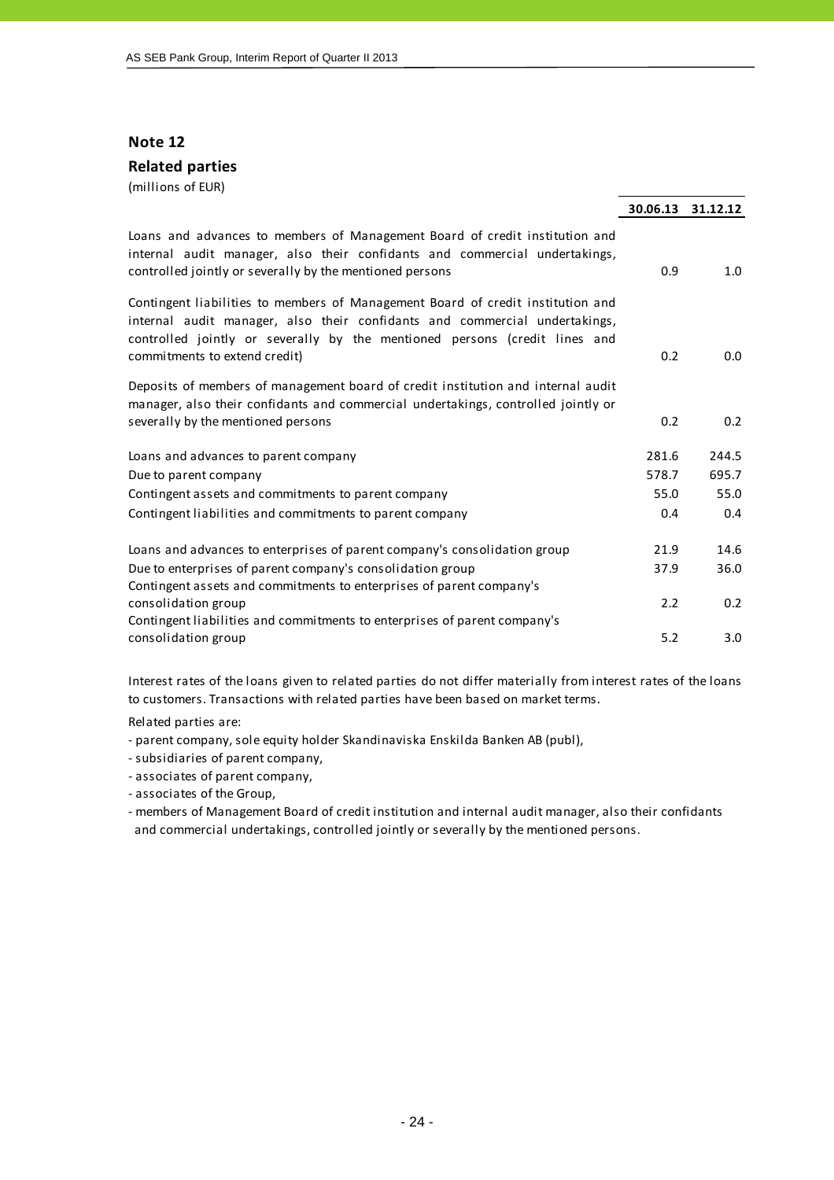## Note 12

### Related parties

(millions of EUR)

| | 30.06.13 | 31.12.12 |
|---|---|---|
| Loans and advances to members of Management Board of credit institution and internal audit manager, also their confidants and commercial undertakings, controlled jointly or severally by the mentioned persons | 0.9 | 1.0 |
| Contingent liabilities to members of Management Board of credit institution and internal audit manager, also their confidants and commercial undertakings, controlled jointly or severally by the mentioned persons (credit lines and commitments to extend credit) | 0.2 | 0.0 |
| Deposits of members of management board of credit institution and internal audit manager, also their confidants and commercial undertakings, controlled jointly or severally by the mentioned persons | 0.2 | 0.2 |
| Loans and advances to parent company | 281.6 | 244.5 |
| Due to parent company | 578.7 | 695.7 |
| Contingent assets and commitments to parent company | 55.0 | 55.0 |
| Contingent liabilities and commitments to parent company | 0.4 | 0.4 |
| Loans and advances to enterprises of parent company's consolidation group | 21.9 | 14.6 |
| Due to enterprises of parent company's consolidation group | 37.9 | 36.0 |
| Contingent assets and commitments to enterprises of parent company's consolidation group | 2.2 | 0.2 |
| Contingent liabilities and commitments to enterprises of parent company's consolidation group | 5.2 | 3.0 |

Interest rates of the loans given to related parties do not differ materially from interest rates of the loans to customers. Transactions with related parties have been based on market terms.

Related parties are:

- parent company, sole equity holder Skandinaviska Enskilda Banken AB (publ),
- subsidiaries of parent company,
- associates of parent company,
- associates of the Group,
- members of Management Board of credit institution and internal audit manager, also their confidants and commercial undertakings, controlled jointly or severally by the mentioned persons.